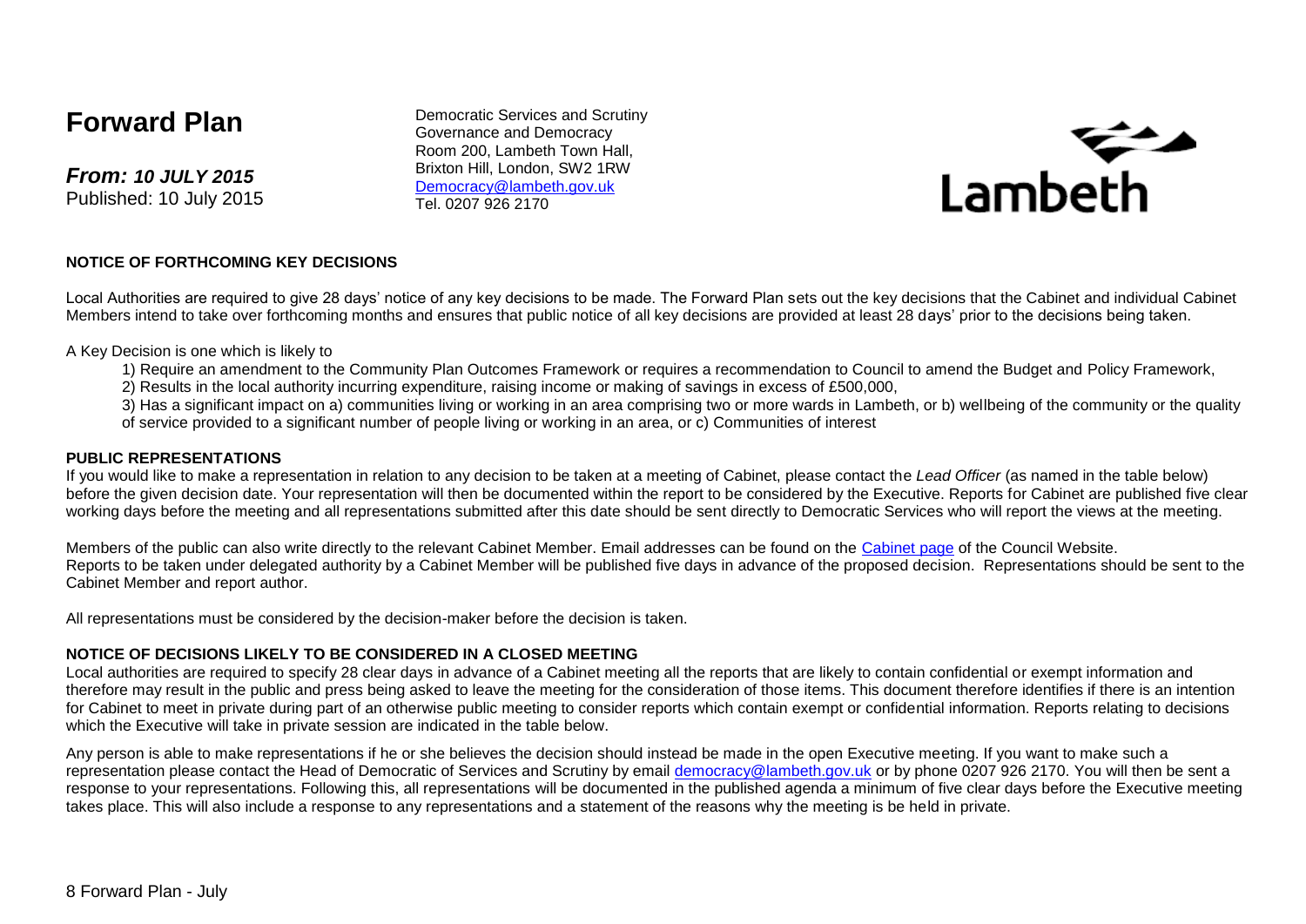# Forward Plan

***From: 10 JULY 2015***
Published: 10 July 2015

Democratic Services and Scrutiny
Governance and Democracy
Room 200, Lambeth Town Hall,
Brixton Hill, London, SW2 1RW
Democracy@lambeth.gov.uk
Tel. 0207 926 2170

Lambeth

## NOTICE OF FORTHCOMING KEY DECISIONS

Local Authorities are required to give 28 days' notice of any key decisions to be made. The Forward Plan sets out the key decisions that the Cabinet and individual Cabinet Members intend to take over forthcoming months and ensures that public notice of all key decisions are provided at least 28 days' prior to the decisions being taken.

A Key Decision is one which is likely to

1) Require an amendment to the Community Plan Outcomes Framework or requires a recommendation to Council to amend the Budget and Policy Framework,
2) Results in the local authority incurring expenditure, raising income or making of savings in excess of £500,000,
3) Has a significant impact on a) communities living or working in an area comprising two or more wards in Lambeth, or b) wellbeing of the community or the quality of service provided to a significant number of people living or working in an area, or c) Communities of interest

## PUBLIC REPRESENTATIONS

If you would like to make a representation in relation to any decision to be taken at a meeting of Cabinet, please contact the *Lead Officer* (as named in the table below) before the given decision date. Your representation will then be documented within the report to be considered by the Executive. Reports for Cabinet are published five clear working days before the meeting and all representations submitted after this date should be sent directly to Democratic Services who will report the views at the meeting.

Members of the public can also write directly to the relevant Cabinet Member. Email addresses can be found on the Cabinet page of the Council Website.
Reports to be taken under delegated authority by a Cabinet Member will be published five days in advance of the proposed decision. Representations should be sent to the Cabinet Member and report author.

All representations must be considered by the decision-maker before the decision is taken.

## NOTICE OF DECISIONS LIKELY TO BE CONSIDERED IN A CLOSED MEETING

Local authorities are required to specify 28 clear days in advance of a Cabinet meeting all the reports that are likely to contain confidential or exempt information and therefore may result in the public and press being asked to leave the meeting for the consideration of those items. This document therefore identifies if there is an intention for Cabinet to meet in private during part of an otherwise public meeting to consider reports which contain exempt or confidential information. Reports relating to decisions which the Executive will take in private session are indicated in the table below.

Any person is able to make representations if he or she believes the decision should instead be made in the open Executive meeting. If you want to make such a representation please contact the Head of Democratic of Services and Scrutiny by email democracy@lambeth.gov.uk or by phone 0207 926 2170. You will then be sent a response to your representations. Following this, all representations will be documented in the published agenda a minimum of five clear days before the Executive meeting takes place. This will also include a response to any representations and a statement of the reasons why the meeting is be held in private.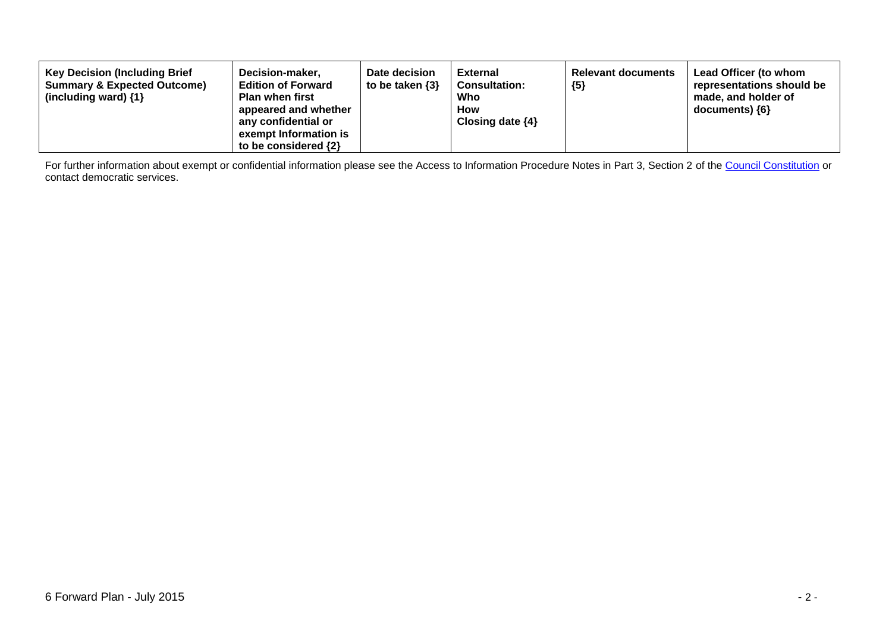| Key Decision (Including Brief Summary & Expected Outcome) (including ward) {1} | Decision-maker, Edition of Forward Plan when first appeared and whether any confidential or exempt Information is to be considered {2} | Date decision to be taken {3} | External Consultation: Who How Closing date {4} | Relevant documents {5} | Lead Officer (to whom representations should be made, and holder of documents) {6} |
|---|---|---|---|---|---|

For further information about exempt or confidential information please see the Access to Information Procedure Notes in Part 3, Section 2 of the Council Constitution or contact democratic services.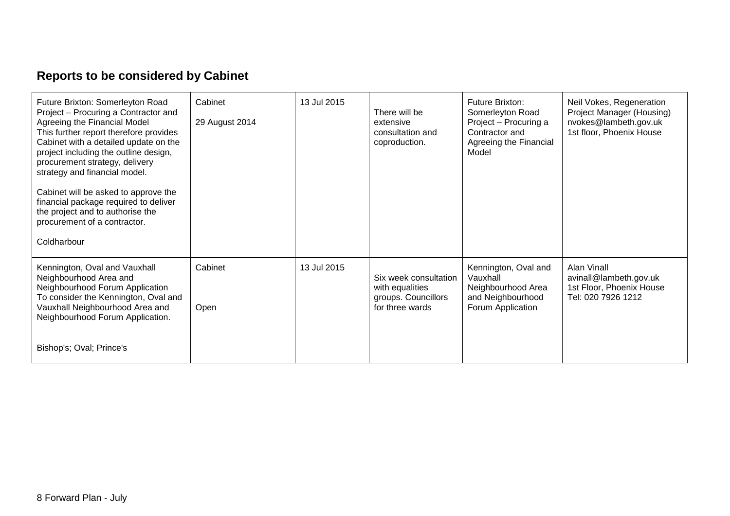## Reports to be considered by Cabinet

| | | | | | |
|---|---|---|---|---|---|
| Future Brixton: Somerleyton Road Project – Procuring a Contractor and Agreeing the Financial Model<br>This further report therefore provides Cabinet with a detailed update on the project including the outline design, procurement strategy, delivery strategy and financial model.<br><br>Cabinet will be asked to approve the financial package required to deliver the project and to authorise the procurement of a contractor.<br><br>Coldharbour | Cabinet<br><br>29 August 2014 | 13 Jul 2015 | There will be extensive consultation and coproduction. | Future Brixton: Somerleyton Road Project – Procuring a Contractor and Agreeing the Financial Model | Neil Vokes, Regeneration Project Manager (Housing)<br>nvokes@lambeth.gov.uk<br>1st floor, Phoenix House |
| Kennington, Oval and Vauxhall Neighbourhood Area and Neighbourhood Forum Application<br>To consider the Kennington, Oval and Vauxhall Neighbourhood Area and Neighbourhood Forum Application.<br><br>Bishop's; Oval; Prince's | Cabinet<br><br>Open | 13 Jul 2015 | Six week consultation with equalities groups. Councillors for three wards | Kennington, Oval and Vauxhall Neighbourhood Area and Neighbourhood Forum Application | Alan Vinall<br>avinall@lambeth.gov.uk<br>1st Floor, Phoenix House<br>Tel: 020 7926 1212 |

8 Forward Plan - July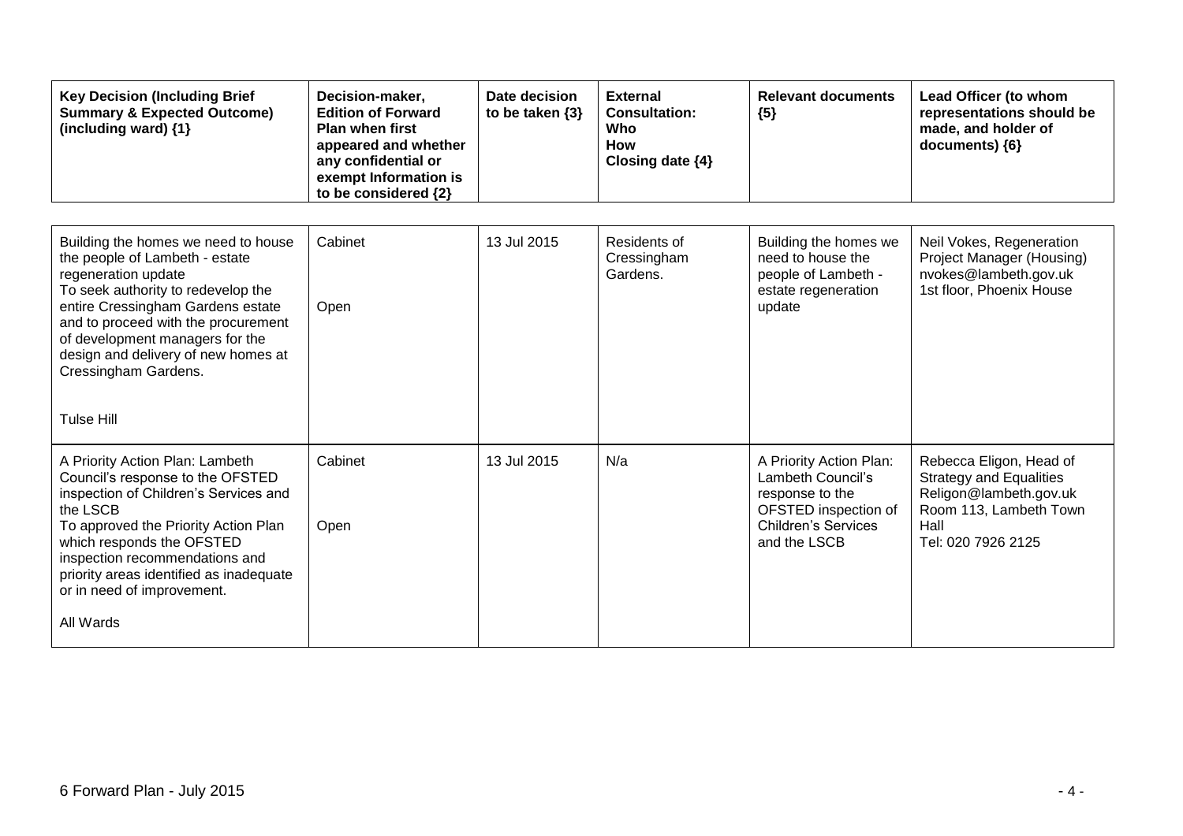| Key Decision (Including Brief Summary & Expected Outcome) (including ward) {1} | Decision-maker, Edition of Forward Plan when first appeared and whether any confidential or exempt Information is to be considered {2} | Date decision to be taken {3} | External Consultation: Who How Closing date {4} | Relevant documents {5} | Lead Officer (to whom representations should be made, and holder of documents) {6} |
|---|---|---|---|---|---|
| Building the homes we need to house the people of Lambeth - estate regeneration update<br>To seek authority to redevelop the entire Cressingham Gardens estate and to proceed with the procurement of development managers for the design and delivery of new homes at Cressingham Gardens.<br><br>Tulse Hill | Cabinet<br><br>Open | 13 Jul 2015 | Residents of Cressingham Gardens. | Building the homes we need to house the people of Lambeth - estate regeneration update | Neil Vokes, Regeneration Project Manager (Housing)<br>nvokes@lambeth.gov.uk<br>1st floor, Phoenix House |
| A Priority Action Plan: Lambeth Council's response to the OFSTED inspection of Children's Services and the LSCB<br>To approved the Priority Action Plan which responds the OFSTED inspection recommendations and priority areas identified as inadequate or in need of improvement.<br><br>All Wards | Cabinet<br><br>Open | 13 Jul 2015 | N/a | A Priority Action Plan: Lambeth Council's response to the OFSTED inspection of Children's Services and the LSCB | Rebecca Eligon, Head of Strategy and Equalities<br>Religon@lambeth.gov.uk<br>Room 113, Lambeth Town Hall<br>Tel: 020 7926 2125 |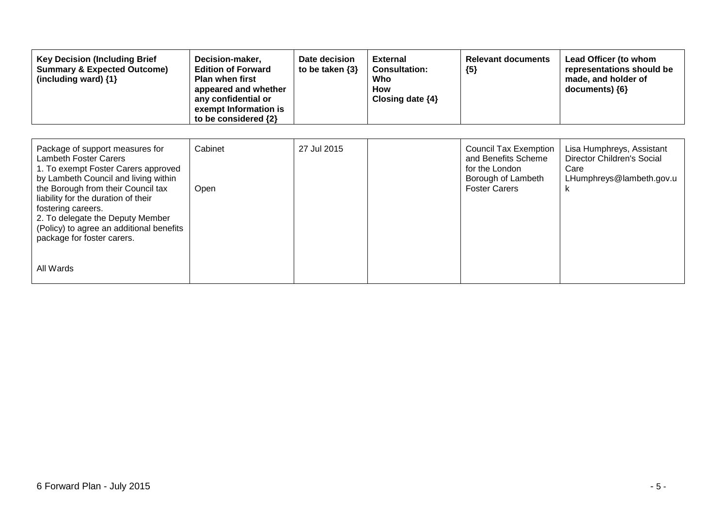| Key Decision (Including Brief Summary & Expected Outcome) (including ward) {1} | Decision-maker, Edition of Forward Plan when first appeared and whether any confidential or exempt Information is to be considered {2} | Date decision to be taken {3} | External Consultation: Who How Closing date {4} | Relevant documents {5} | Lead Officer (to whom representations should be made, and holder of documents) {6} |
|---|---|---|---|---|---|
| Package of support measures for Lambeth Foster Carers<br>1. To exempt Foster Carers approved by Lambeth Council and living within the Borough from their Council tax liability for the duration of their fostering careers.<br>2. To delegate the Deputy Member (Policy) to agree an additional benefits package for foster carers.<br><br>All Wards | Cabinet<br><br>Open | 27 Jul 2015 | | Council Tax Exemption and Benefits Scheme for the London Borough of Lambeth Foster Carers | Lisa Humphreys, Assistant Director Children's Social Care<br>LHumphreys@lambeth.gov.uk |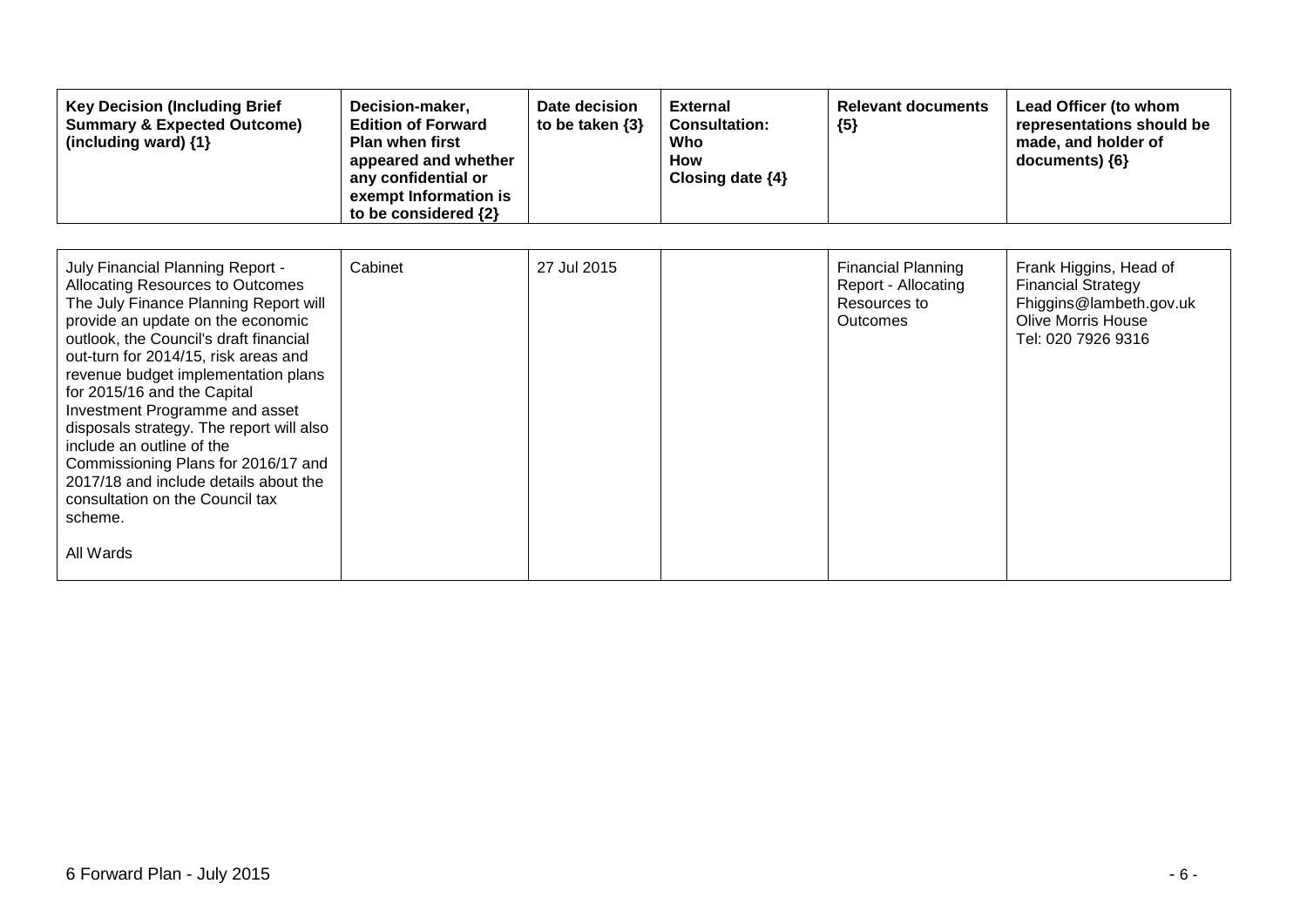| Key Decision (Including Brief Summary & Expected Outcome) (including ward) {1} | Decision-maker, Edition of Forward Plan when first appeared and whether any confidential or exempt Information is to be considered {2} | Date decision to be taken {3} | External Consultation: Who How Closing date {4} | Relevant documents {5} | Lead Officer (to whom representations should be made, and holder of documents) {6} |
|---|---|---|---|---|---|
| July Financial Planning Report - Allocating Resources to Outcomes<br>The July Finance Planning Report will provide an update on the economic outlook, the Council's draft financial out-turn for 2014/15, risk areas and revenue budget implementation plans for 2015/16 and the Capital Investment Programme and asset disposals strategy. The report will also include an outline of the Commissioning Plans for 2016/17 and 2017/18 and include details about the consultation on the Council tax scheme.<br><br>All Wards | Cabinet | 27 Jul 2015 | | Financial Planning Report - Allocating Resources to Outcomes | Frank Higgins, Head of Financial Strategy<br>Fhiggins@lambeth.gov.uk<br>Olive Morris House<br>Tel: 020 7926 9316 |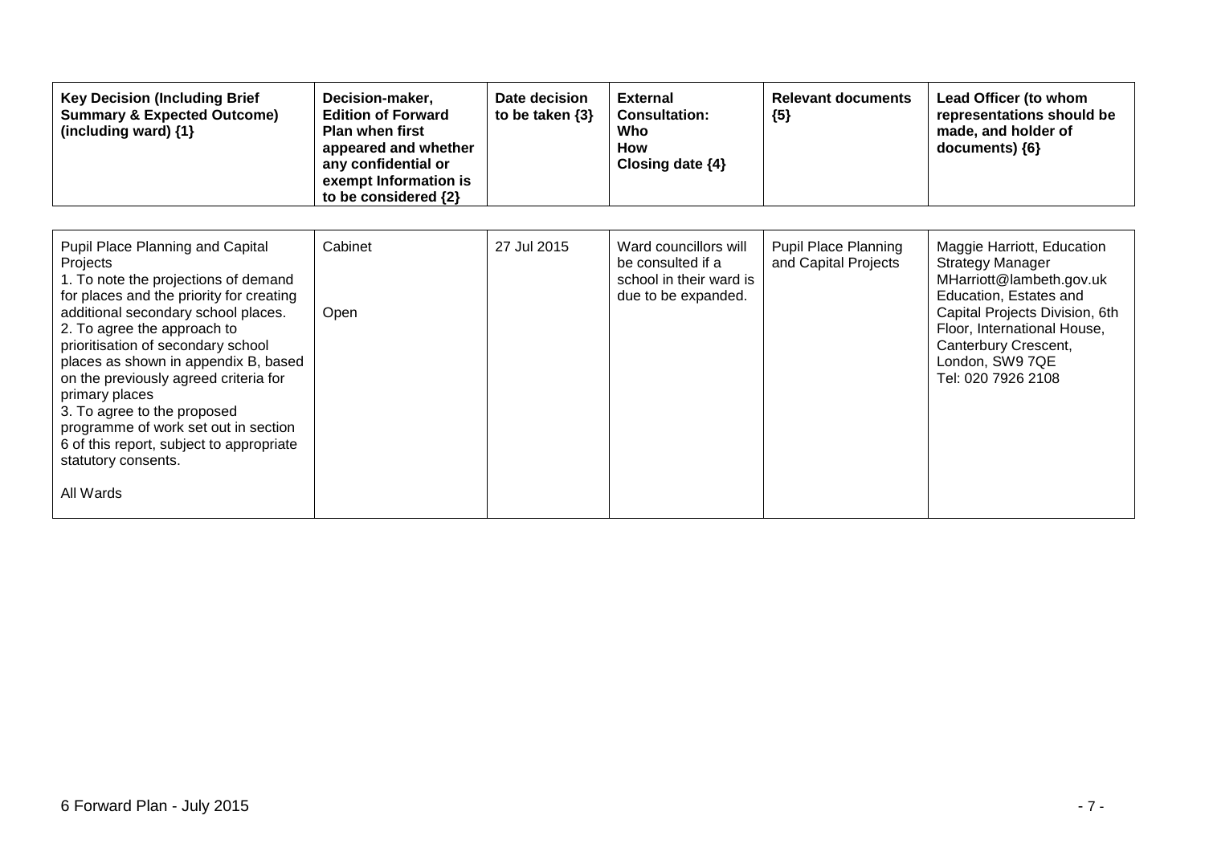| Key Decision (Including Brief Summary & Expected Outcome) (including ward) {1} | Decision-maker, Edition of Forward Plan when first appeared and whether any confidential or exempt Information is to be considered {2} | Date decision to be taken {3} | External Consultation: Who How Closing date {4} | Relevant documents {5} | Lead Officer (to whom representations should be made, and holder of documents) {6} |
|---|---|---|---|---|---|
| Pupil Place Planning and Capital Projects<br>1. To note the projections of demand for places and the priority for creating additional secondary school places.<br>2. To agree the approach to prioritisation of secondary school places as shown in appendix B, based on the previously agreed criteria for primary places<br>3. To agree to the proposed programme of work set out in section 6 of this report, subject to appropriate statutory consents.<br><br>All Wards | Cabinet<br><br>Open | 27 Jul 2015 | Ward councillors will be consulted if a school in their ward is due to be expanded. | Pupil Place Planning and Capital Projects | Maggie Harriott, Education Strategy Manager<br>MHarriott@lambeth.gov.uk<br>Education, Estates and Capital Projects Division, 6th Floor, International House, Canterbury Crescent, London, SW9 7QE<br>Tel: 020 7926 2108 |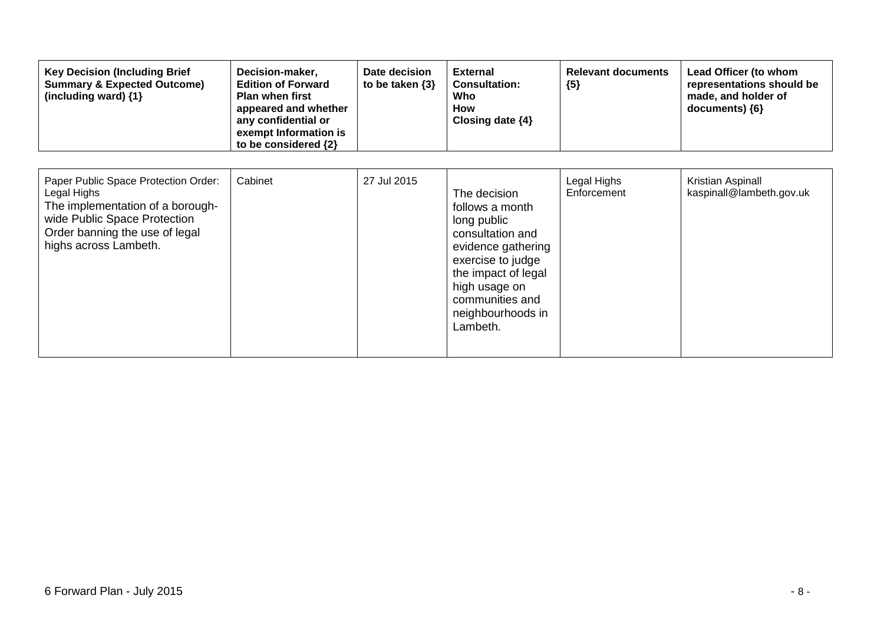| Key Decision (Including Brief Summary & Expected Outcome) (including ward) {1} | Decision-maker, Edition of Forward Plan when first appeared and whether any confidential or exempt Information is to be considered {2} | Date decision to be taken {3} | External Consultation: Who How Closing date {4} | Relevant documents {5} | Lead Officer (to whom representations should be made, and holder of documents) {6} |
|---|---|---|---|---|---|
| Paper Public Space Protection Order: Legal Highs<br>The implementation of a borough-wide Public Space Protection Order banning the use of legal highs across Lambeth. | Cabinet | 27 Jul 2015 | The decision follows a month long public consultation and evidence gathering exercise to judge the impact of legal high usage on communities and neighbourhoods in Lambeth. | Legal Highs Enforcement | Kristian Aspinall kaspinall@lambeth.gov.uk |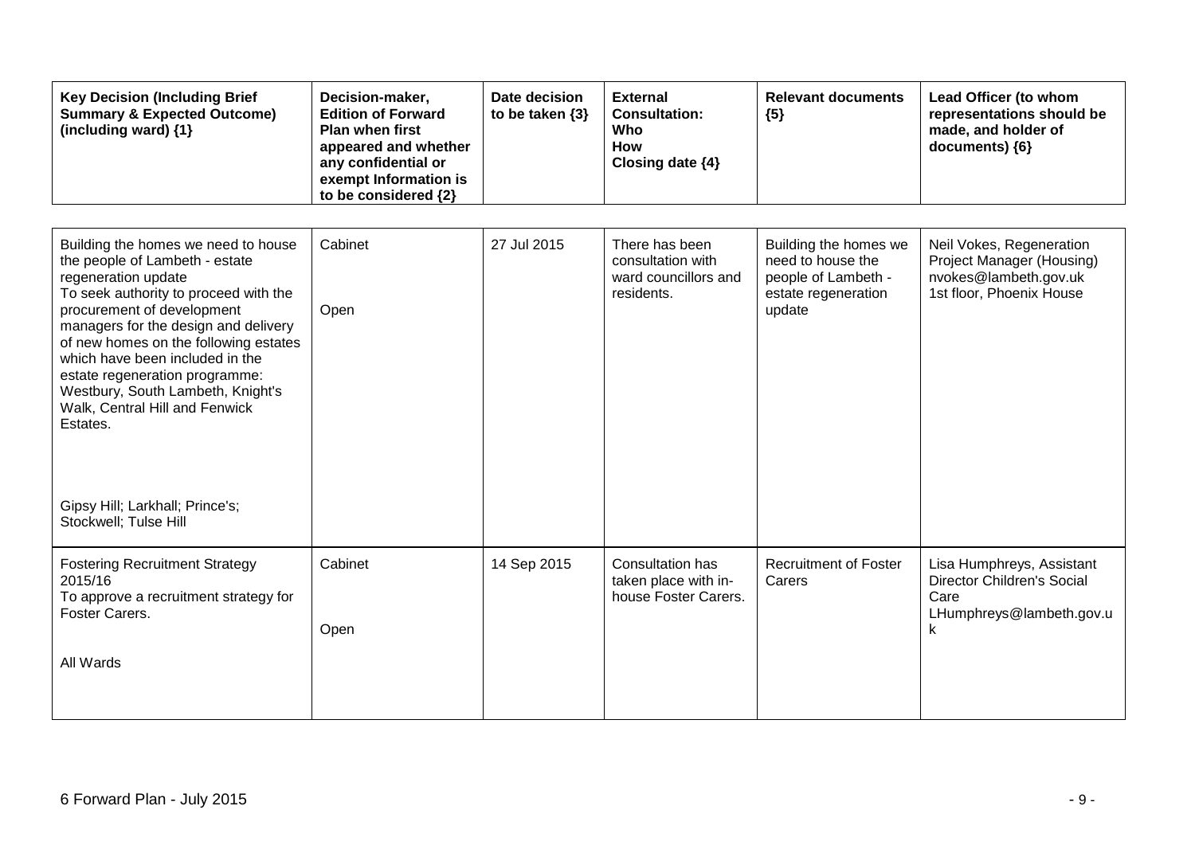| Key Decision (Including Brief Summary & Expected Outcome) (including ward) {1} | Decision-maker, Edition of Forward Plan when first appeared and whether any confidential or exempt Information is to be considered {2} | Date decision to be taken {3} | External Consultation: Who How Closing date {4} | Relevant documents {5} | Lead Officer (to whom representations should be made, and holder of documents) {6} |
|---|---|---|---|---|---|
| Building the homes we need to house the people of Lambeth - estate regeneration update<br>To seek authority to proceed with the procurement of development managers for the design and delivery of new homes on the following estates which have been included in the estate regeneration programme: Westbury, South Lambeth, Knight's Walk, Central Hill and Fenwick Estates.<br><br>Gipsy Hill; Larkhall; Prince's; Stockwell; Tulse Hill | Cabinet<br><br>Open | 27 Jul 2015 | There has been consultation with ward councillors and residents. | Building the homes we need to house the people of Lambeth - estate regeneration update | Neil Vokes, Regeneration Project Manager (Housing)<br>nvokes@lambeth.gov.uk<br>1st floor, Phoenix House |
| Fostering Recruitment Strategy 2015/16<br>To approve a recruitment strategy for Foster Carers.<br><br>All Wards | Cabinet<br><br>Open | 14 Sep 2015 | Consultation has taken place with in-house Foster Carers. | Recruitment of Foster Carers | Lisa Humphreys, Assistant Director Children's Social Care<br>LHumphreys@lambeth.gov.uk |

6 Forward Plan - July 2015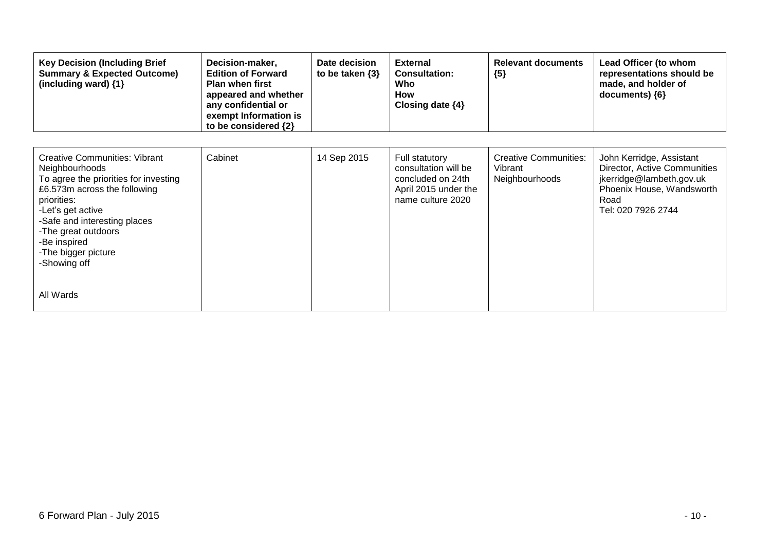| Key Decision (Including Brief Summary & Expected Outcome) (including ward) {1} | Decision-maker, Edition of Forward Plan when first appeared and whether any confidential or exempt Information is to be considered {2} | Date decision to be taken {3} | External Consultation: Who How Closing date {4} | Relevant documents {5} | Lead Officer (to whom representations should be made, and holder of documents) {6} |
|---|---|---|---|---|---|
| Creative Communities: Vibrant Neighbourhoods<br>To agree the priorities for investing £6.573m across the following priorities:<br>-Let's get active<br>-Safe and interesting places<br>-The great outdoors<br>-Be inspired<br>-The bigger picture<br>-Showing off<br><br>All Wards | Cabinet | 14 Sep 2015 | Full statutory consultation will be concluded on 24th April 2015 under the name culture 2020 | Creative Communities: Vibrant Neighbourhoods | John Kerridge, Assistant Director, Active Communities<br>jkerridge@lambeth.gov.uk<br>Phoenix House, Wandsworth Road<br>Tel: 020 7926 2744 |

6 Forward Plan - July 2015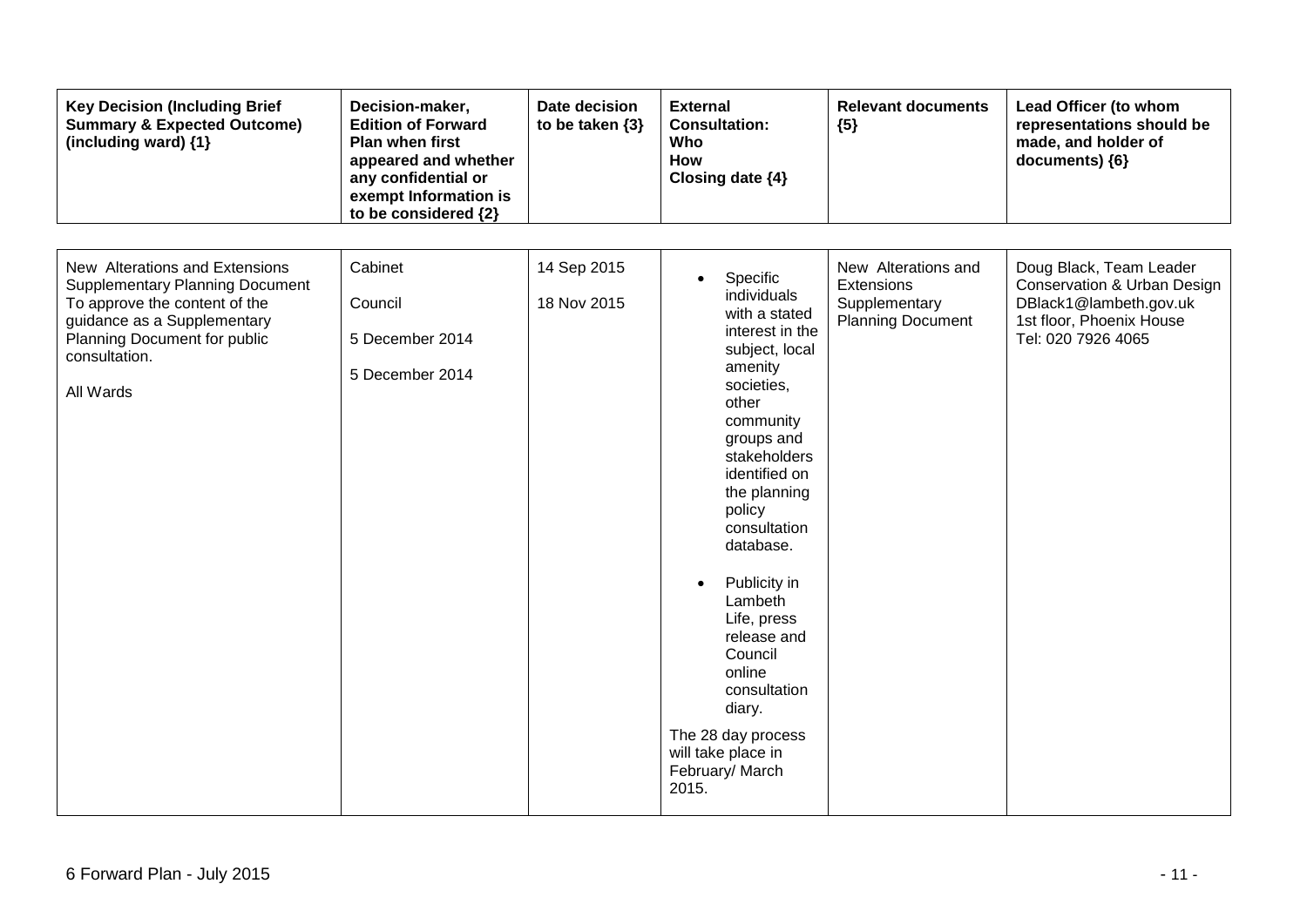| Key Decision (Including Brief Summary & Expected Outcome) (including ward) {1} | Decision-maker, Edition of Forward Plan when first appeared and whether any confidential or exempt Information is to be considered {2} | Date decision to be taken {3} | External Consultation: Who How Closing date {4} | Relevant documents {5} | Lead Officer (to whom representations should be made, and holder of documents) {6} |
|---|---|---|---|---|---|
| New Alterations and Extensions Supplementary Planning Document To approve the content of the guidance as a Supplementary Planning Document for public consultation.<br><br>All Wards | Cabinet<br><br>Council<br><br>5 December 2014<br><br>5 December 2014 | 14 Sep 2015<br><br>18 Nov 2015 | • Specific individuals with a stated interest in the subject, local amenity societies, other community groups and stakeholders identified on the planning policy consultation database.<br><br>• Publicity in Lambeth Life, press release and Council online consultation diary.<br><br>The 28 day process will take place in February/ March 2015. | New Alterations and Extensions Supplementary Planning Document | Doug Black, Team Leader Conservation & Urban Design DBlack1@lambeth.gov.uk 1st floor, Phoenix House Tel: 020 7926 4065 |

6 Forward Plan - July 2015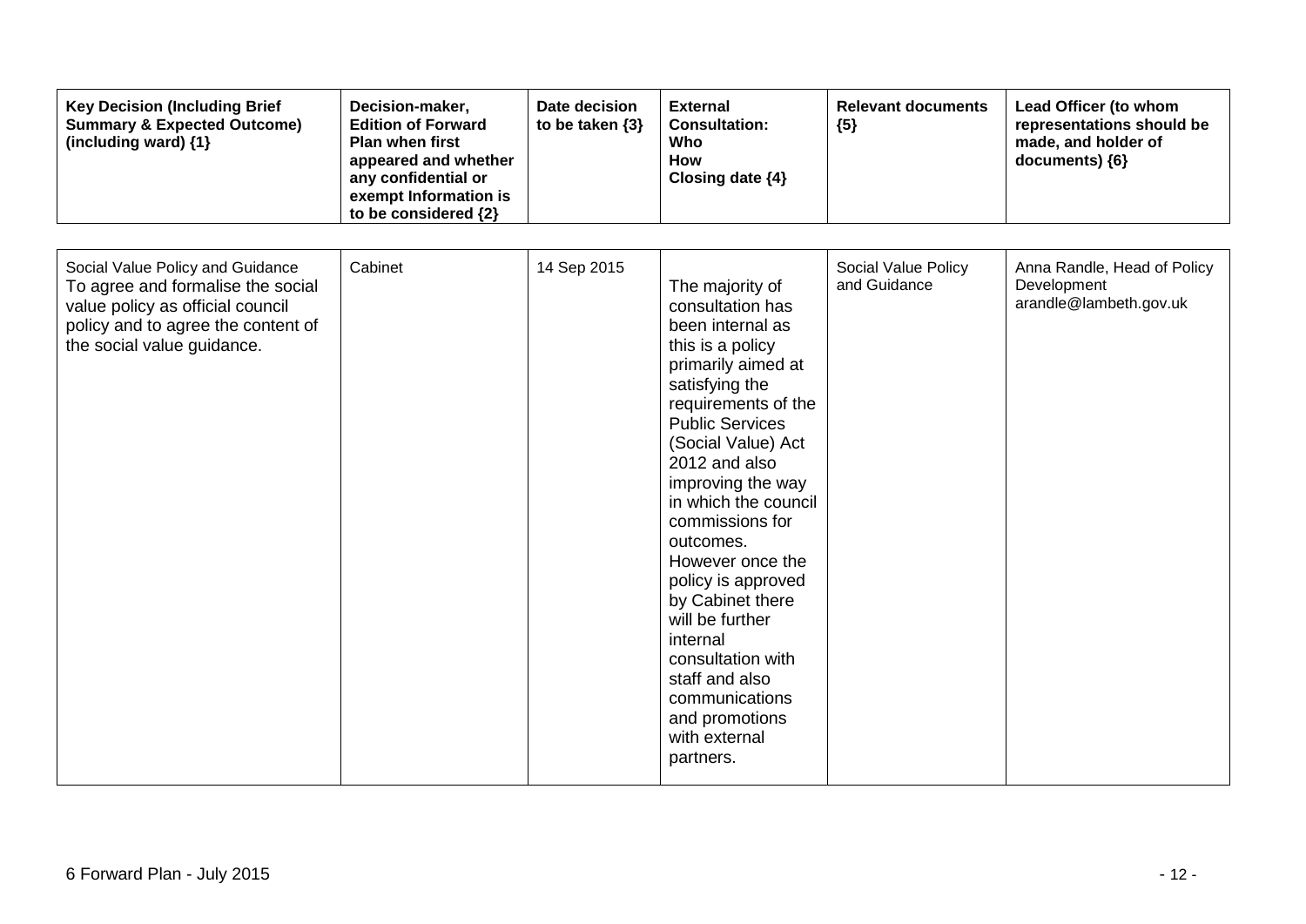| Key Decision (Including Brief Summary & Expected Outcome) (including ward) {1} | Decision-maker, Edition of Forward Plan when first appeared and whether any confidential or exempt Information is to be considered {2} | Date decision to be taken {3} | External Consultation: Who How Closing date {4} | Relevant documents {5} | Lead Officer (to whom representations should be made, and holder of documents) {6} |
|---|---|---|---|---|---|
| Social Value Policy and Guidance To agree and formalise the social value policy as official council policy and to agree the content of the social value guidance. | Cabinet | 14 Sep 2015 | The majority of consultation has been internal as this is a policy primarily aimed at satisfying the requirements of the Public Services (Social Value) Act 2012 and also improving the way in which the council commissions for outcomes. However once the policy is approved by Cabinet there will be further internal consultation with staff and also communications and promotions with external partners. | Social Value Policy and Guidance | Anna Randle, Head of Policy Development arandle@lambeth.gov.uk |

6 Forward Plan - July 2015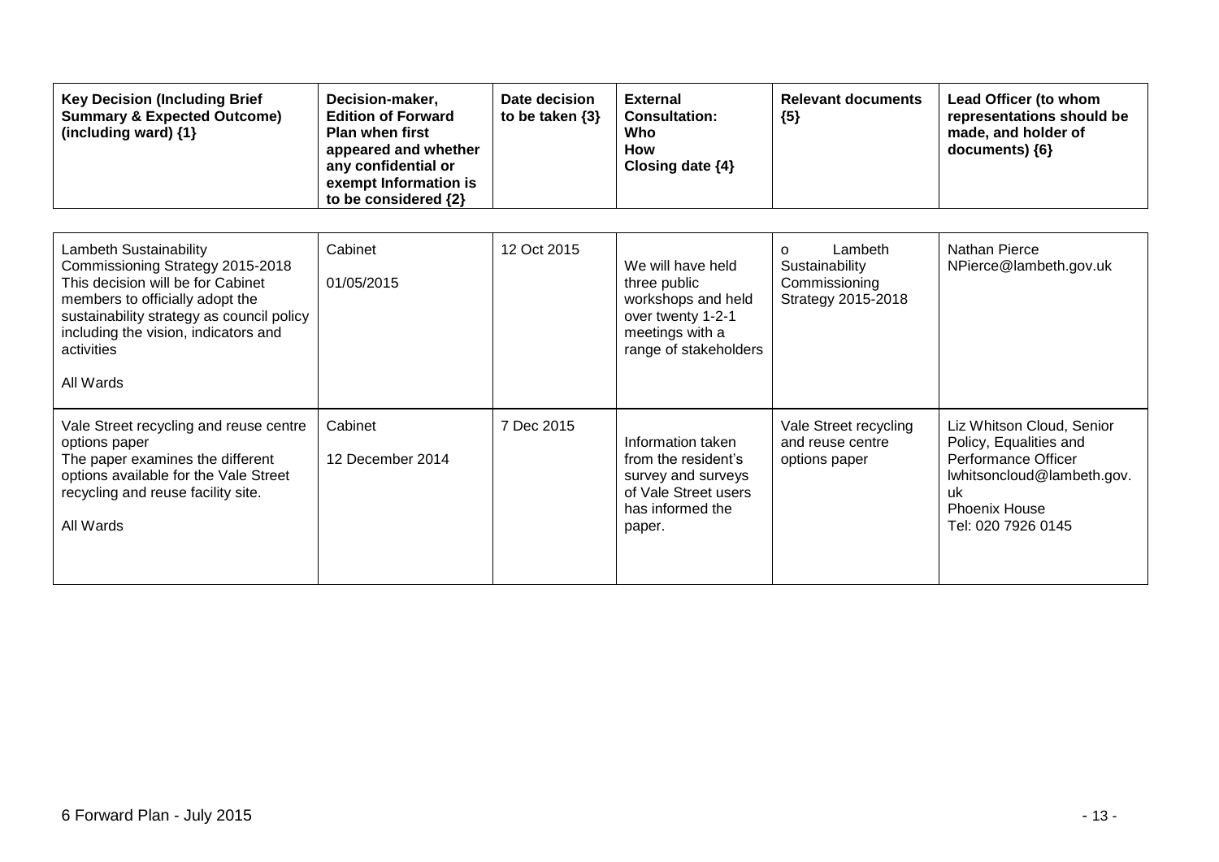| Key Decision (Including Brief Summary & Expected Outcome) (including ward) {1} | Decision-maker, Edition of Forward Plan when first appeared and whether any confidential or exempt Information is to be considered {2} | Date decision to be taken {3} | External Consultation: Who How Closing date {4} | Relevant documents {5} | Lead Officer (to whom representations should be made, and holder of documents) {6} |
|---|---|---|---|---|---|
| Lambeth Sustainability Commissioning Strategy 2015-2018<br>This decision will be for Cabinet members to officially adopt the sustainability strategy as council policy including the vision, indicators and activities<br><br>All Wards | Cabinet<br><br>01/05/2015 | 12 Oct 2015 | We will have held three public workshops and held over twenty 1-2-1 meetings with a range of stakeholders | o Lambeth Sustainability Commissioning Strategy 2015-2018 | Nathan Pierce<br>NPierce@lambeth.gov.uk |
| Vale Street recycling and reuse centre options paper<br>The paper examines the different options available for the Vale Street recycling and reuse facility site.<br><br>All Wards | Cabinet<br><br>12 December 2014 | 7 Dec 2015 | Information taken from the resident's survey and surveys of Vale Street users has informed the paper. | Vale Street recycling and reuse centre options paper | Liz Whitson Cloud, Senior Policy, Equalities and Performance Officer<br>lwhitsoncloud@lambeth.gov.uk<br>Phoenix House<br>Tel: 020 7926 0145 |

6 Forward Plan - July 2015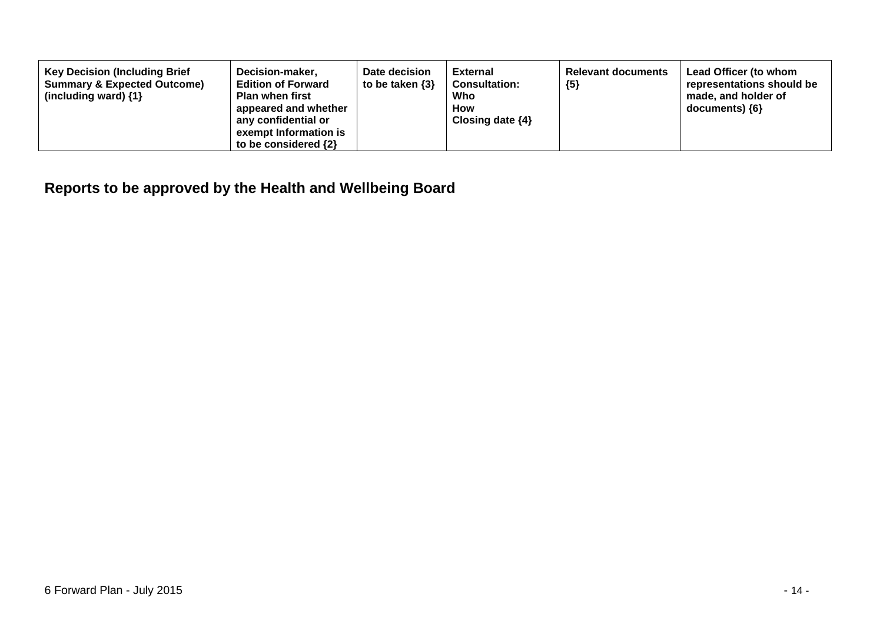| Key Decision (Including Brief Summary & Expected Outcome) (including ward) {1} | Decision-maker, Edition of Forward Plan when first appeared and whether any confidential or exempt Information is to be considered {2} | Date decision to be taken {3} | External Consultation: Who How Closing date {4} | Relevant documents {5} | Lead Officer (to whom representations should be made, and holder of documents) {6} |
|---|---|---|---|---|---|

## Reports to be approved by the Health and Wellbeing Board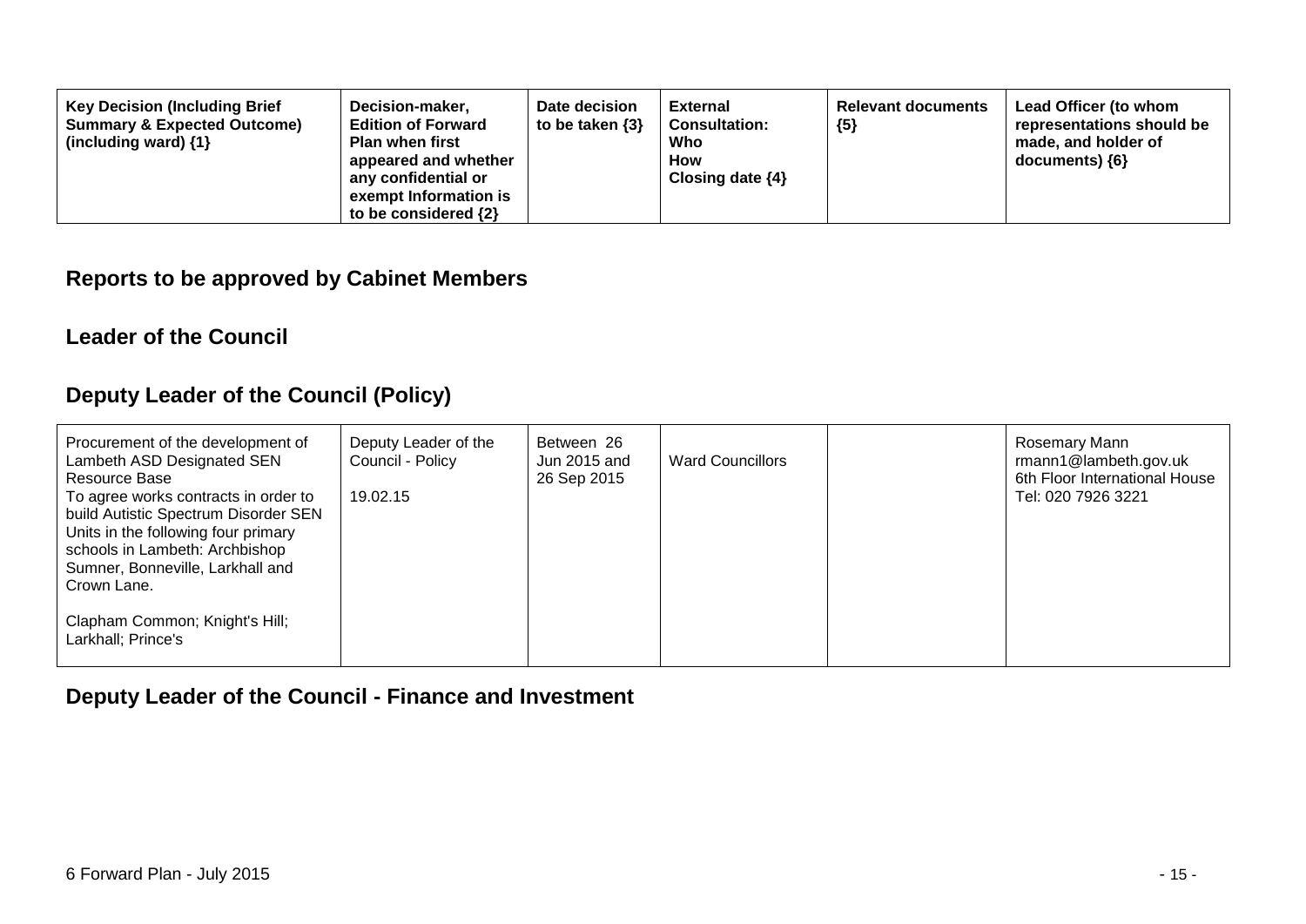| Key Decision (Including Brief Summary & Expected Outcome) (including ward) {1} | Decision-maker, Edition of Forward Plan when first appeared and whether any confidential or exempt Information is to be considered {2} | Date decision to be taken {3} | External Consultation: Who How Closing date {4} | Relevant documents {5} | Lead Officer (to whom representations should be made, and holder of documents) {6} |
|---|---|---|---|---|---|

## Reports to be approved by Cabinet Members

### Leader of the Council

### Deputy Leader of the Council (Policy)

| | | | | | |
|---|---|---|---|---|---|
| Procurement of the development of Lambeth ASD Designated SEN Resource Base<br>To agree works contracts in order to build Autistic Spectrum Disorder SEN Units in the following four primary schools in Lambeth: Archbishop Sumner, Bonneville, Larkhall and Crown Lane.<br><br>Clapham Common; Knight's Hill; Larkhall; Prince's | Deputy Leader of the Council - Policy<br><br>19.02.15 | Between 26 Jun 2015 and 26 Sep 2015 | Ward Councillors | | Rosemary Mann<br>rmann1@lambeth.gov.uk<br>6th Floor International House<br>Tel: 020 7926 3221 |

### Deputy Leader of the Council - Finance and Investment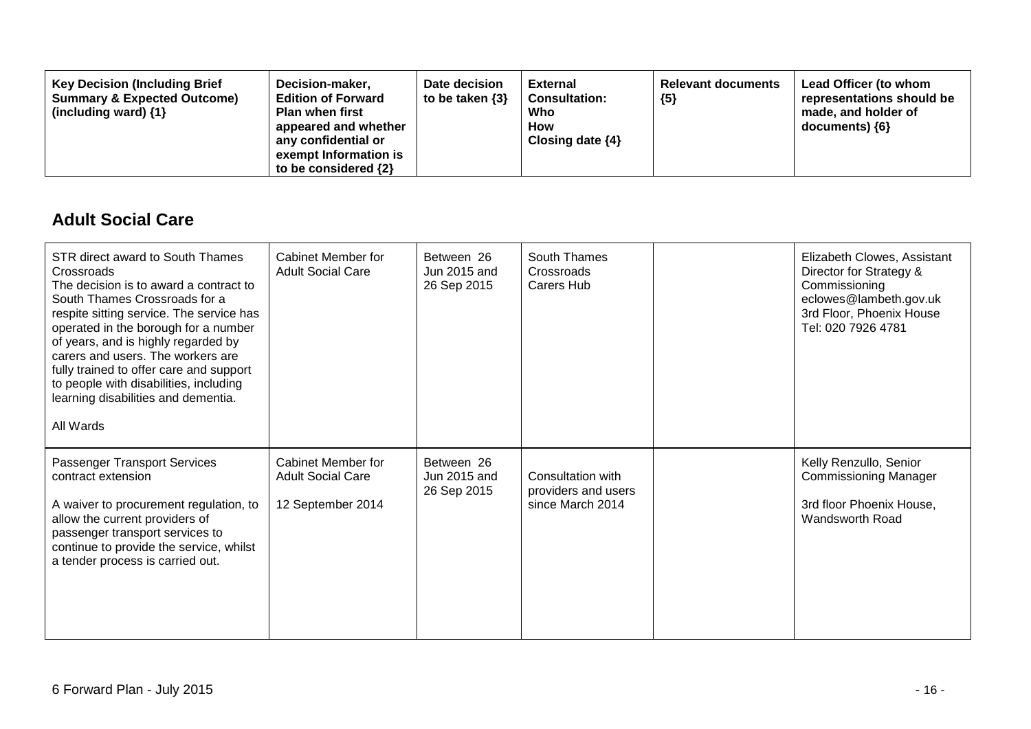| Key Decision (Including Brief Summary & Expected Outcome) (including ward) {1} | Decision-maker, Edition of Forward Plan when first appeared and whether any confidential or exempt Information is to be considered {2} | Date decision to be taken {3} | External Consultation: Who How Closing date {4} | Relevant documents {5} | Lead Officer (to whom representations should be made, and holder of documents) {6} |
|---|---|---|---|---|---|

## Adult Social Care

| Key Decision (Including Brief Summary & Expected Outcome) (including ward) {1} | Decision-maker, Edition of Forward Plan when first appeared and whether any confidential or exempt Information is to be considered {2} | Date decision to be taken {3} | External Consultation: Who How Closing date {4} | Relevant documents {5} | Lead Officer (to whom representations should be made, and holder of documents) {6} |
|---|---|---|---|---|---|
| STR direct award to South Thames Crossroads<br>The decision is to award a contract to South Thames Crossroads for a respite sitting service. The service has operated in the borough for a number of years, and is highly regarded by carers and users. The workers are fully trained to offer care and support to people with disabilities, including learning disabilities and dementia.<br><br>All Wards | Cabinet Member for Adult Social Care | Between 26 Jun 2015 and 26 Sep 2015 | South Thames Crossroads Carers Hub | | Elizabeth Clowes, Assistant Director for Strategy & Commissioning<br>eclowes@lambeth.gov.uk<br>3rd Floor, Phoenix House<br>Tel: 020 7926 4781 |
| Passenger Transport Services contract extension<br><br>A waiver to procurement regulation, to allow the current providers of passenger transport services to continue to provide the service, whilst a tender process is carried out. | Cabinet Member for Adult Social Care<br><br>12 September 2014 | Between 26 Jun 2015 and 26 Sep 2015 | Consultation with providers and users since March 2014 | | Kelly Renzullo, Senior Commissioning Manager<br><br>3rd floor Phoenix House, Wandsworth Road |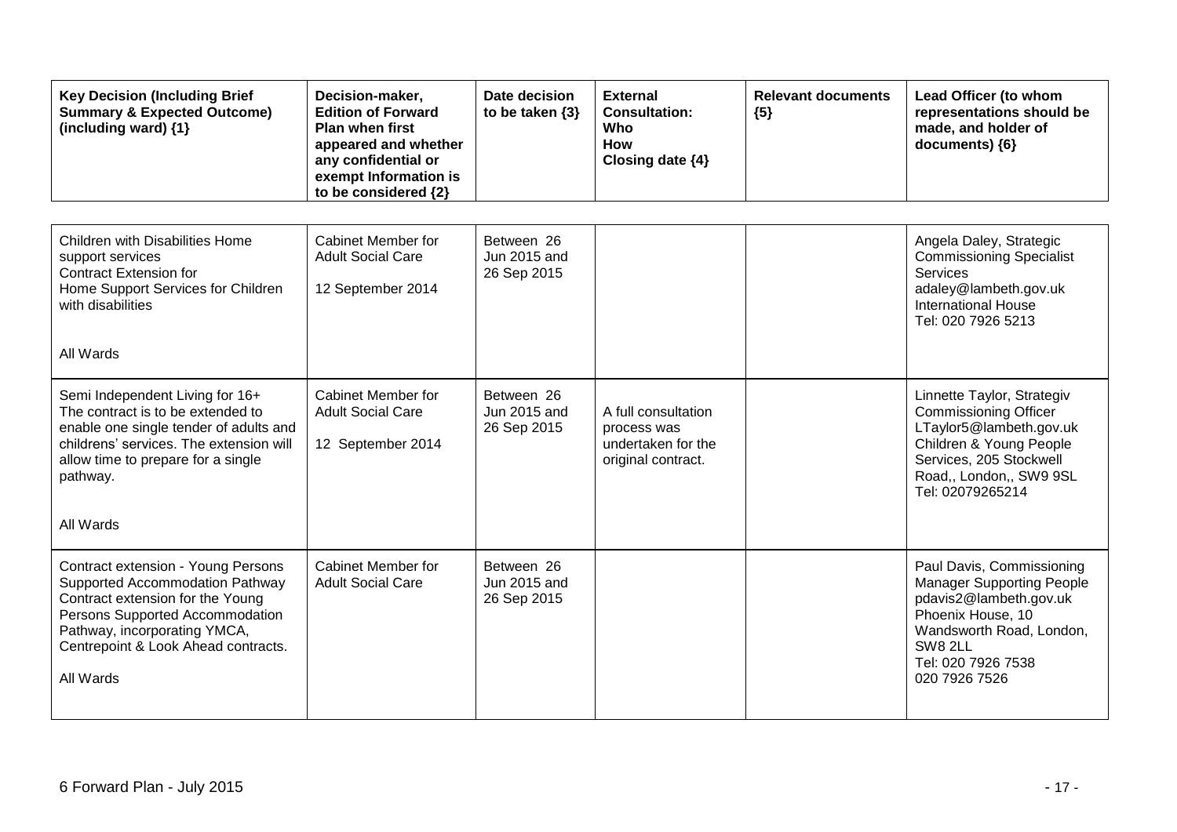| Key Decision (Including Brief Summary & Expected Outcome) (including ward) {1} | Decision-maker, Edition of Forward Plan when first appeared and whether any confidential or exempt Information is to be considered {2} | Date decision to be taken {3} | External Consultation: Who How Closing date {4} | Relevant documents {5} | Lead Officer (to whom representations should be made, and holder of documents) {6} |
|---|---|---|---|---|---|
| Children with Disabilities Home support services<br>Contract Extension for Home Support Services for Children with disabilities<br><br>All Wards | Cabinet Member for Adult Social Care<br><br>12 September 2014 | Between 26 Jun 2015 and 26 Sep 2015 | | | Angela Daley, Strategic Commissioning Specialist Services<br>adaley@lambeth.gov.uk<br>International House<br>Tel: 020 7926 5213 |
| Semi Independent Living for 16+<br>The contract is to be extended to enable one single tender of adults and childrens' services. The extension will allow time to prepare for a single pathway.<br><br>All Wards | Cabinet Member for Adult Social Care<br><br>12 September 2014 | Between 26 Jun 2015 and 26 Sep 2015 | A full consultation process was undertaken for the original contract. | | Linnette Taylor, Strategiv Commissioning Officer<br>LTaylor5@lambeth.gov.uk<br>Children & Young People Services, 205 Stockwell Road,, London,, SW9 9SL<br>Tel: 02079265214 |
| Contract extension - Young Persons Supported Accommodation Pathway<br>Contract extension for the Young Persons Supported Accommodation Pathway, incorporating YMCA, Centrepoint & Look Ahead contracts.<br><br>All Wards | Cabinet Member for Adult Social Care | Between 26 Jun 2015 and 26 Sep 2015 | | | Paul Davis, Commissioning Manager Supporting People<br>pdavis2@lambeth.gov.uk<br>Phoenix House, 10 Wandsworth Road, London, SW8 2LL<br>Tel: 020 7926 7538<br>020 7926 7526 |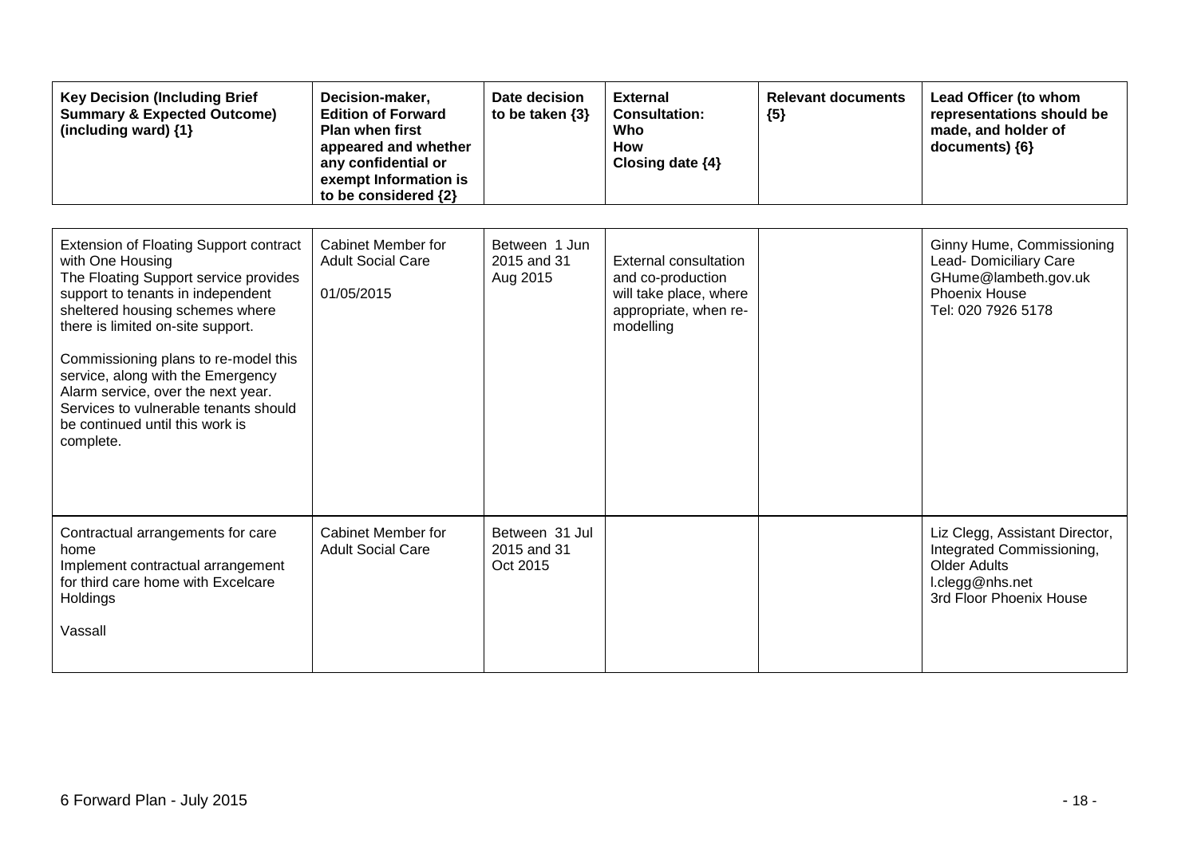| Key Decision (Including Brief Summary & Expected Outcome) (including ward) {1} | Decision-maker, Edition of Forward Plan when first appeared and whether any confidential or exempt Information is to be considered {2} | Date decision to be taken {3} | External Consultation: Who How Closing date {4} | Relevant documents {5} | Lead Officer (to whom representations should be made, and holder of documents) {6} |
|---|---|---|---|---|---|
| Extension of Floating Support contract with One Housing<br>The Floating Support service provides support to tenants in independent sheltered housing schemes where there is limited on-site support.<br><br>Commissioning plans to re-model this service, along with the Emergency Alarm service, over the next year. Services to vulnerable tenants should be continued until this work is complete. | Cabinet Member for Adult Social Care<br><br>01/05/2015 | Between 1 Jun 2015 and 31 Aug 2015 | External consultation and co-production will take place, where appropriate, when re-modelling | | Ginny Hume, Commissioning Lead- Domiciliary Care<br>GHume@lambeth.gov.uk<br>Phoenix House<br>Tel: 020 7926 5178 |
| Contractual arrangements for care home<br>Implement contractual arrangement for third care home with Excelcare Holdings<br><br>Vassall | Cabinet Member for Adult Social Care | Between 31 Jul 2015 and 31 Oct 2015 | | | Liz Clegg, Assistant Director, Integrated Commissioning, Older Adults<br>l.clegg@nhs.net<br>3rd Floor Phoenix House |

6 Forward Plan - July 2015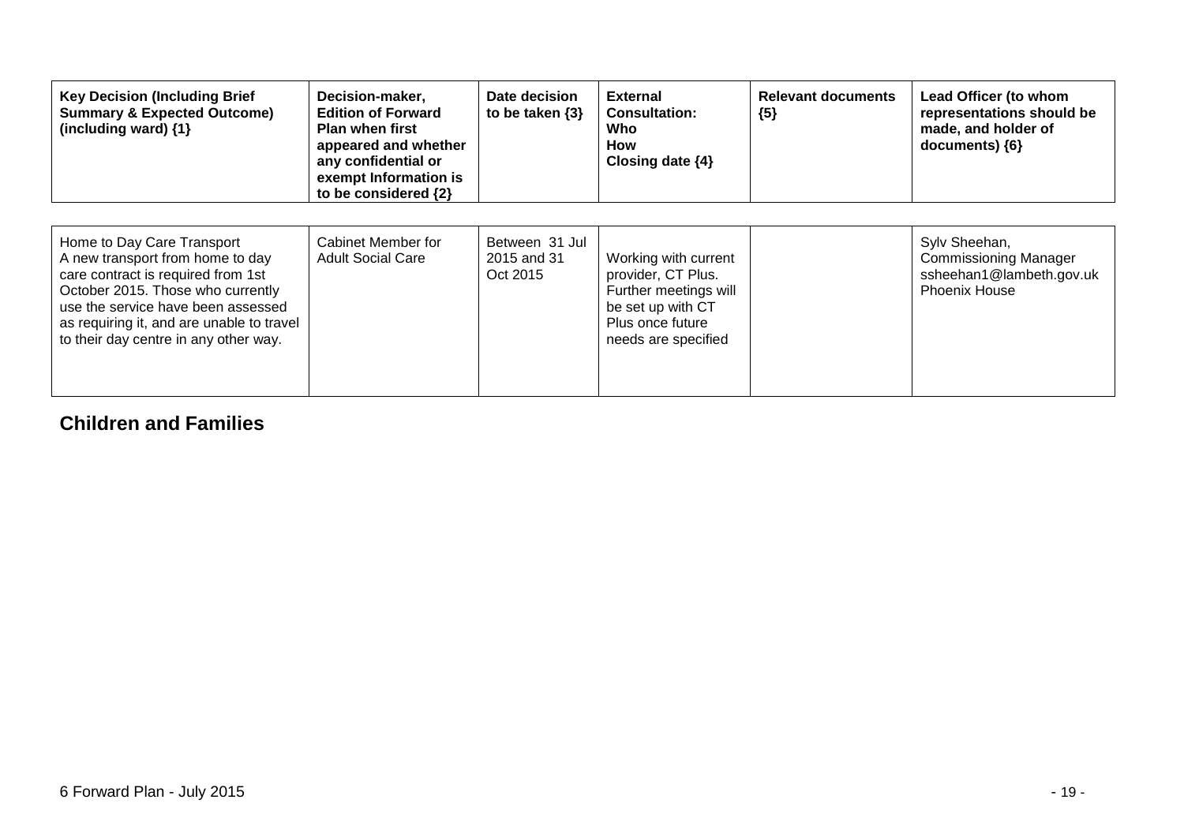| Key Decision (Including Brief Summary & Expected Outcome) (including ward) {1} | Decision-maker, Edition of Forward Plan when first appeared and whether any confidential or exempt Information is to be considered {2} | Date decision to be taken {3} | External Consultation: Who How Closing date {4} | Relevant documents {5} | Lead Officer (to whom representations should be made, and holder of documents) {6} |
|---|---|---|---|---|---|
| Home to Day Care Transport<br>A new transport from home to day care contract is required from 1st October 2015. Those who currently use the service have been assessed as requiring it, and are unable to travel to their day centre in any other way. | Cabinet Member for Adult Social Care | Between 31 Jul 2015 and 31 Oct 2015 | Working with current provider, CT Plus. Further meetings will be set up with CT Plus once future needs are specified | | Sylv Sheehan, Commissioning Manager ssheehan1@lambeth.gov.uk Phoenix House |

## Children and Families

6 Forward Plan - July 2015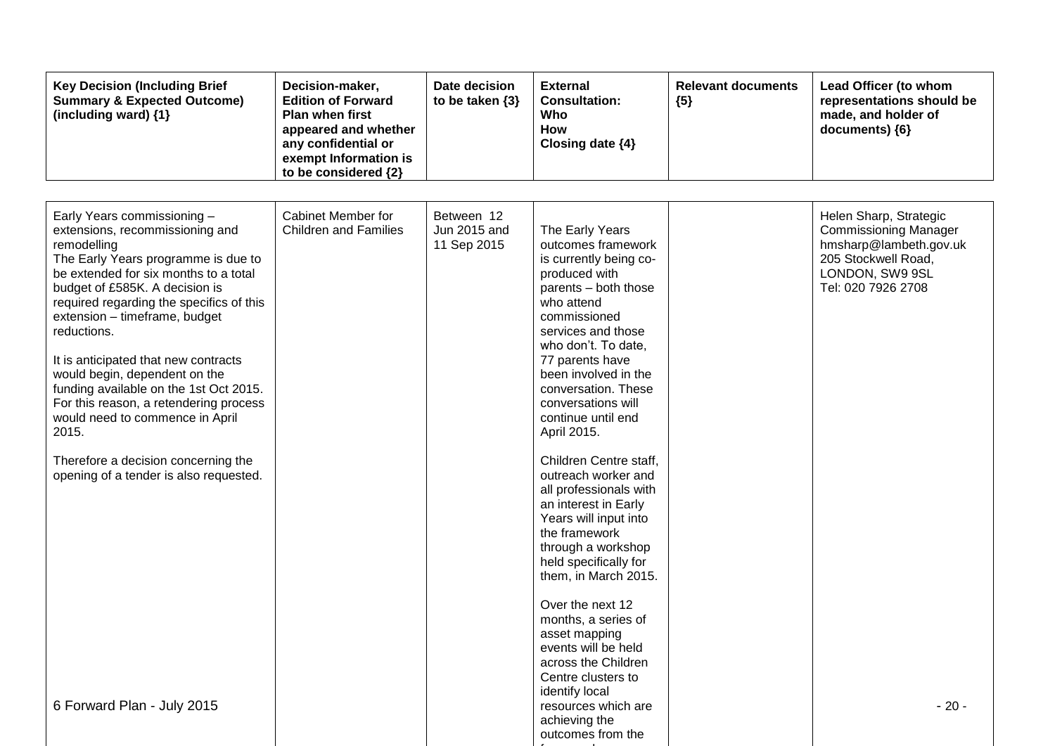| Key Decision (Including Brief Summary & Expected Outcome) (including ward) {1} | Decision-maker, Edition of Forward Plan when first appeared and whether any confidential or exempt Information is to be considered {2} | Date decision to be taken {3} | External Consultation: Who How Closing date {4} | Relevant documents {5} | Lead Officer (to whom representations should be made, and holder of documents) {6} |
|---|---|---|---|---|---|
| Early Years commissioning – extensions, recommissioning and remodelling<br>The Early Years programme is due to be extended for six months to a total budget of £585K. A decision is required regarding the specifics of this extension – timeframe, budget reductions.<br><br>It is anticipated that new contracts would begin, dependent on the funding available on the 1st Oct 2015. For this reason, a retendering process would need to commence in April 2015.<br><br>Therefore a decision concerning the opening of a tender is also requested.<br><br>6 Forward Plan - July 2015 | Cabinet Member for Children and Families | Between 12 Jun 2015 and 11 Sep 2015 | The Early Years outcomes framework is currently being co-produced with parents – both those who attend commissioned services and those who don't. To date, 77 parents have been involved in the conversation. These conversations will continue until end April 2015.<br><br>Children Centre staff, outreach worker and all professionals with an interest in Early Years will input into the framework through a workshop held specifically for them, in March 2015.<br><br>Over the next 12 months, a series of asset mapping events will be held across the Children Centre clusters to identify local resources which are achieving the outcomes from the | | Helen Sharp, Strategic Commissioning Manager<br>hmsharp@lambeth.gov.uk<br>205 Stockwell Road, LONDON, SW9 9SL<br>Tel: 020 7926 2708 |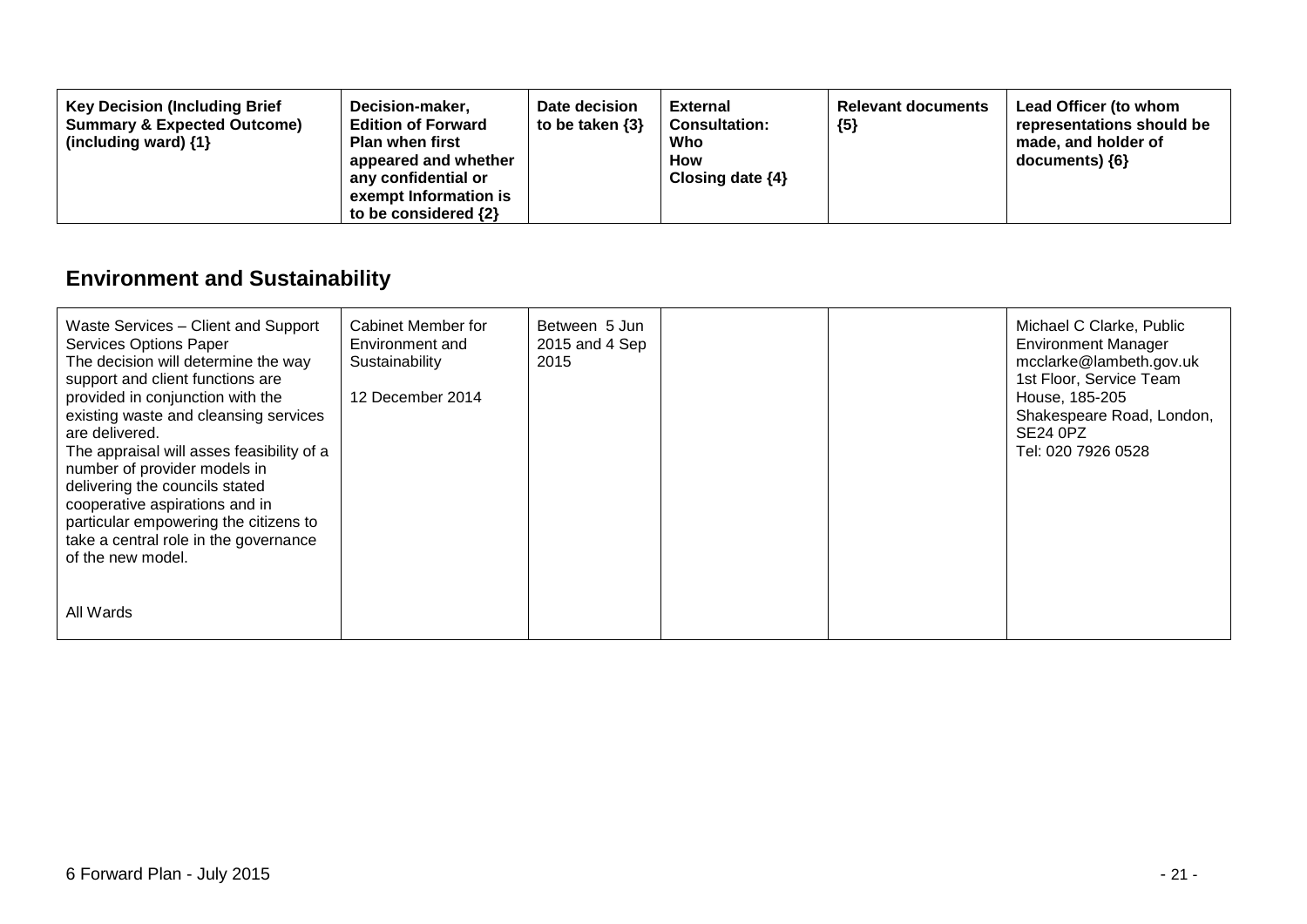| Key Decision (Including Brief Summary & Expected Outcome) (including ward) {1} | Decision-maker, Edition of Forward Plan when first appeared and whether any confidential or exempt Information is to be considered {2} | Date decision to be taken {3} | External Consultation: Who How Closing date {4} | Relevant documents {5} | Lead Officer (to whom representations should be made, and holder of documents) {6} |
|---|---|---|---|---|---|

## Environment and Sustainability

| | | | | | |
|---|---|---|---|---|---|
| Waste Services – Client and Support Services Options Paper<br>The decision will determine the way support and client functions are provided in conjunction with the existing waste and cleansing services are delivered.<br>The appraisal will asses feasibility of a number of provider models in delivering the councils stated cooperative aspirations and in particular empowering the citizens to take a central role in the governance of the new model.<br><br>All Wards | Cabinet Member for Environment and Sustainability<br><br>12 December 2014 | Between 5 Jun 2015 and 4 Sep 2015 | | | Michael C Clarke, Public Environment Manager<br>mcclarke@lambeth.gov.uk<br>1st Floor, Service Team House, 185-205 Shakespeare Road, London, SE24 0PZ<br>Tel: 020 7926 0528 |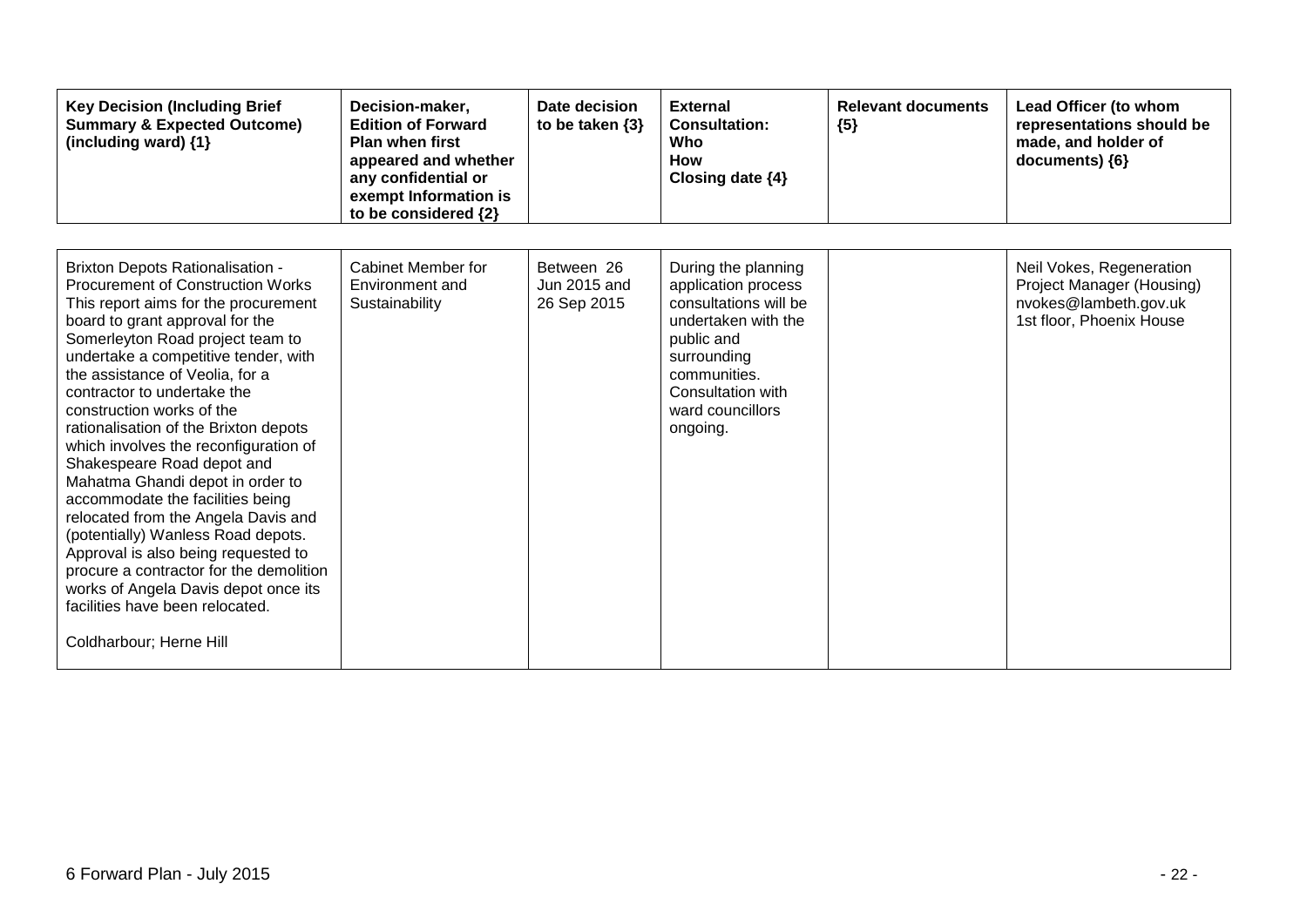| Key Decision (Including Brief Summary & Expected Outcome) (including ward) {1} | Decision-maker, Edition of Forward Plan when first appeared and whether any confidential or exempt Information is to be considered {2} | Date decision to be taken {3} | External Consultation: Who How Closing date {4} | Relevant documents {5} | Lead Officer (to whom representations should be made, and holder of documents) {6} |
|---|---|---|---|---|---|
| Brixton Depots Rationalisation - Procurement of Construction Works<br>This report aims for the procurement board to grant approval for the Somerleyton Road project team to undertake a competitive tender, with the assistance of Veolia, for a contractor to undertake the construction works of the rationalisation of the Brixton depots which involves the reconfiguration of Shakespeare Road depot and Mahatma Ghandi depot in order to accommodate the facilities being relocated from the Angela Davis and (potentially) Wanless Road depots. Approval is also being requested to procure a contractor for the demolition works of Angela Davis depot once its facilities have been relocated.<br><br>Coldharbour; Herne Hill | Cabinet Member for Environment and Sustainability | Between 26 Jun 2015 and 26 Sep 2015 | During the planning application process consultations will be undertaken with the public and surrounding communities. Consultation with ward councillors ongoing. | | Neil Vokes, Regeneration Project Manager (Housing)<br>nvokes@lambeth.gov.uk<br>1st floor, Phoenix House |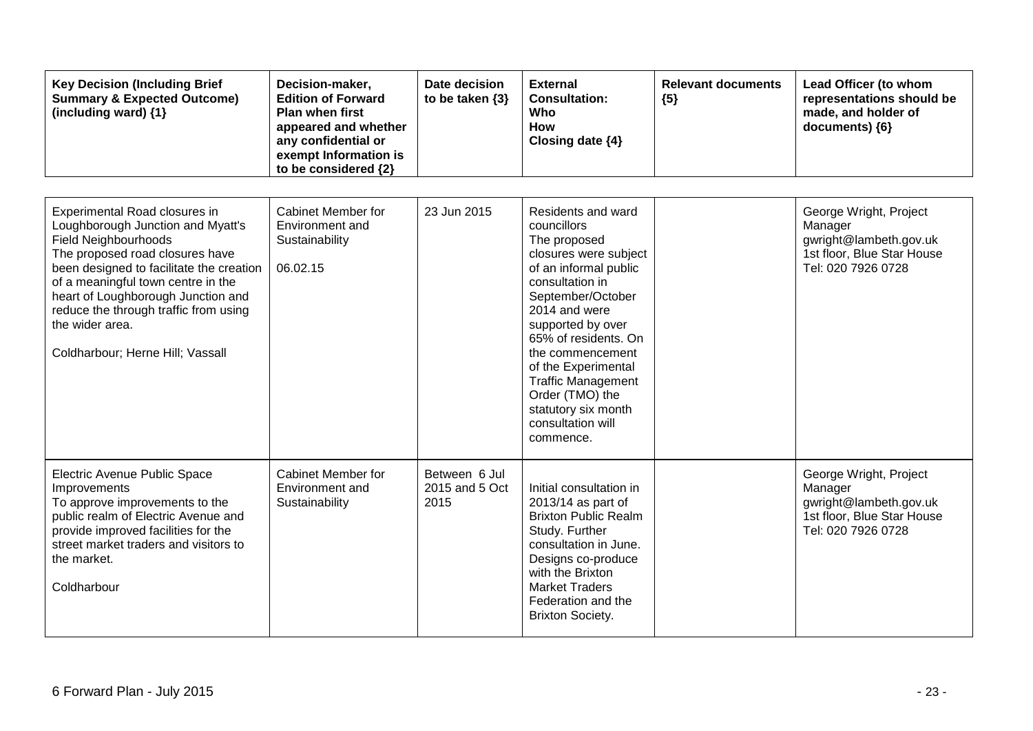| Key Decision (Including Brief Summary & Expected Outcome) (including ward) {1} | Decision-maker, Edition of Forward Plan when first appeared and whether any confidential or exempt Information is to be considered {2} | Date decision to be taken {3} | External Consultation: Who How Closing date {4} | Relevant documents {5} | Lead Officer (to whom representations should be made, and holder of documents) {6} |
|---|---|---|---|---|---|
| Experimental Road closures in Loughborough Junction and Myatt's Field Neighbourhoods<br>The proposed road closures have been designed to facilitate the creation of a meaningful town centre in the heart of Loughborough Junction and reduce the through traffic from using the wider area.<br><br>Coldharbour; Herne Hill; Vassall | Cabinet Member for Environment and Sustainability<br><br>06.02.15 | 23 Jun 2015 | Residents and ward councillors<br>The proposed closures were subject of an informal public consultation in September/October 2014 and were supported by over 65% of residents. On the commencement of the Experimental Traffic Management Order (TMO) the statutory six month consultation will commence. | | George Wright, Project Manager<br>gwright@lambeth.gov.uk<br>1st floor, Blue Star House<br>Tel: 020 7926 0728 |
| Electric Avenue Public Space Improvements<br>To approve improvements to the public realm of Electric Avenue and provide improved facilities for the street market traders and visitors to the market.<br><br>Coldharbour | Cabinet Member for Environment and Sustainability | Between 6 Jul 2015 and 5 Oct 2015 | Initial consultation in 2013/14 as part of Brixton Public Realm Study. Further consultation in June. Designs co-produce with the Brixton Market Traders Federation and the Brixton Society. | | George Wright, Project Manager<br>gwright@lambeth.gov.uk<br>1st floor, Blue Star House<br>Tel: 020 7926 0728 |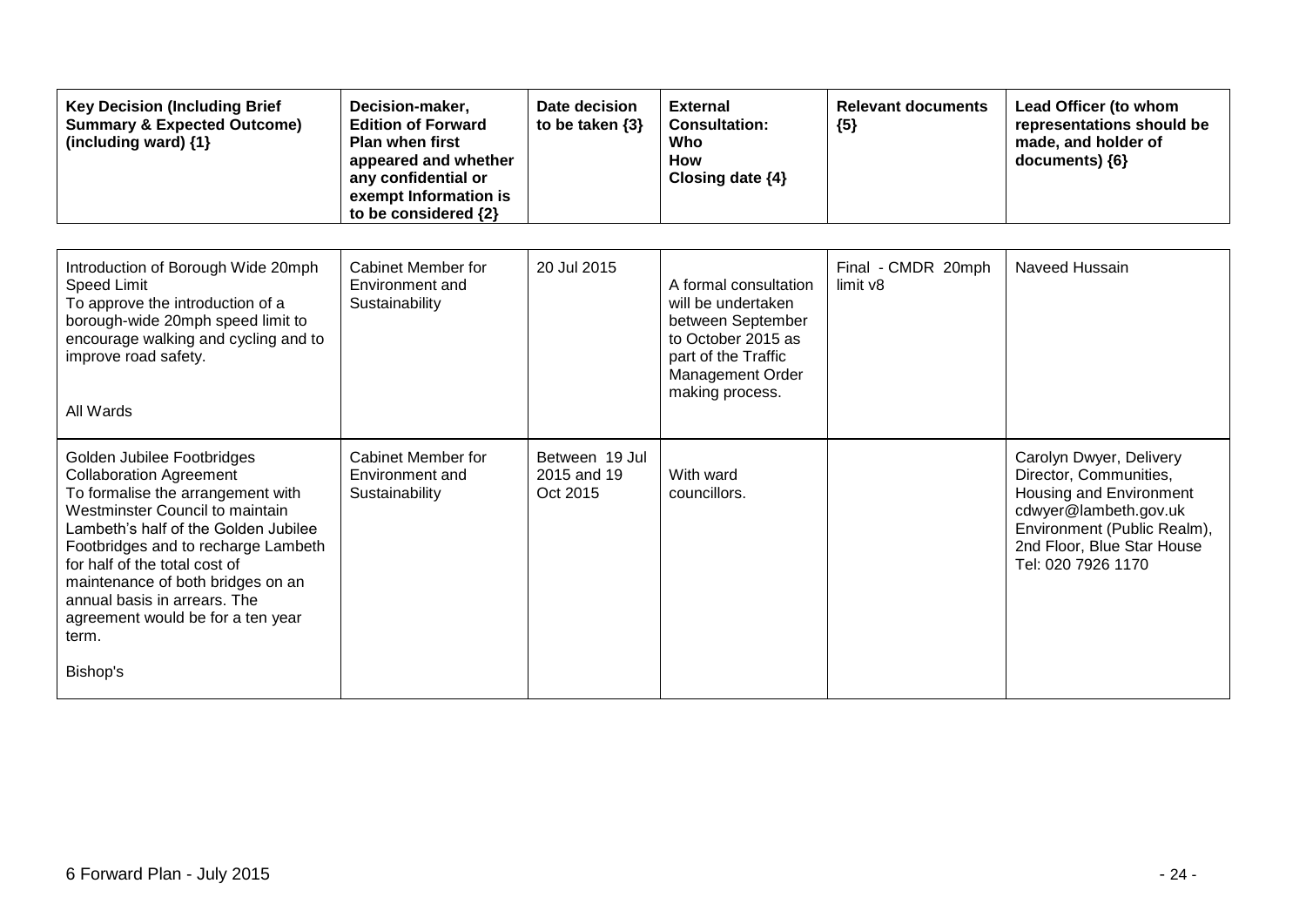| Key Decision (Including Brief Summary & Expected Outcome) (including ward) {1} | Decision-maker, Edition of Forward Plan when first appeared and whether any confidential or exempt Information is to be considered {2} | Date decision to be taken {3} | External Consultation: Who How Closing date {4} | Relevant documents {5} | Lead Officer (to whom representations should be made, and holder of documents) {6} |
|---|---|---|---|---|---|
| Introduction of Borough Wide 20mph Speed Limit<br>To approve the introduction of a borough-wide 20mph speed limit to encourage walking and cycling and to improve road safety.<br><br>All Wards | Cabinet Member for Environment and Sustainability | 20 Jul 2015 | A formal consultation will be undertaken between September to October 2015 as part of the Traffic Management Order making process. | Final - CMDR 20mph limit v8 | Naveed Hussain |
| Golden Jubilee Footbridges Collaboration Agreement<br>To formalise the arrangement with Westminster Council to maintain Lambeth's half of the Golden Jubilee Footbridges and to recharge Lambeth for half of the total cost of maintenance of both bridges on an annual basis in arrears. The agreement would be for a ten year term.<br><br>Bishop's | Cabinet Member for Environment and Sustainability | Between 19 Jul 2015 and 19 Oct 2015 | With ward councillors. | | Carolyn Dwyer, Delivery Director, Communities, Housing and Environment cdwyer@lambeth.gov.uk Environment (Public Realm), 2nd Floor, Blue Star House Tel: 020 7926 1170 |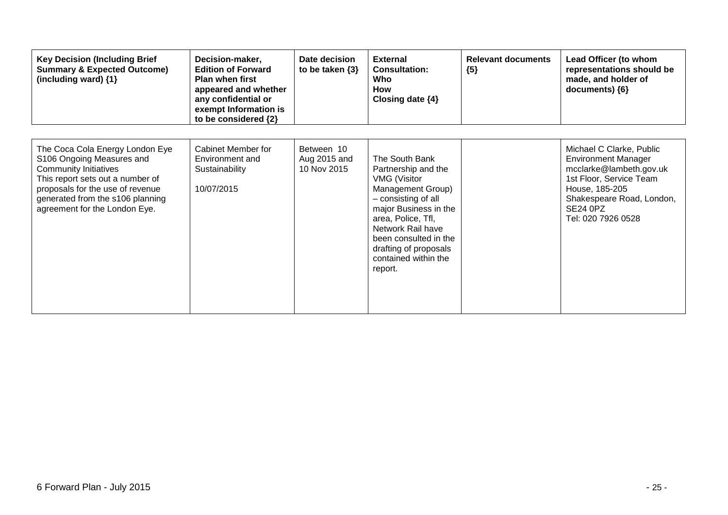| Key Decision (Including Brief Summary & Expected Outcome) (including ward) {1} | Decision-maker, Edition of Forward Plan when first appeared and whether any confidential or exempt Information is to be considered {2} | Date decision to be taken {3} | External Consultation: Who How Closing date {4} | Relevant documents {5} | Lead Officer (to whom representations should be made, and holder of documents) {6} |
|---|---|---|---|---|---|
| The Coca Cola Energy London Eye S106 Ongoing Measures and Community Initiatives This report sets out a number of proposals for the use of revenue generated from the s106 planning agreement for the London Eye. | Cabinet Member for Environment and Sustainability 10/07/2015 | Between 10 Aug 2015 and 10 Nov 2015 | The South Bank Partnership and the VMG (Visitor Management Group) – consisting of all major Business in the area, Police, Tfl, Network Rail have been consulted in the drafting of proposals contained within the report. | | Michael C Clarke, Public Environment Manager mcclarke@lambeth.gov.uk 1st Floor, Service Team House, 185-205 Shakespeare Road, London, SE24 0PZ Tel: 020 7926 0528 |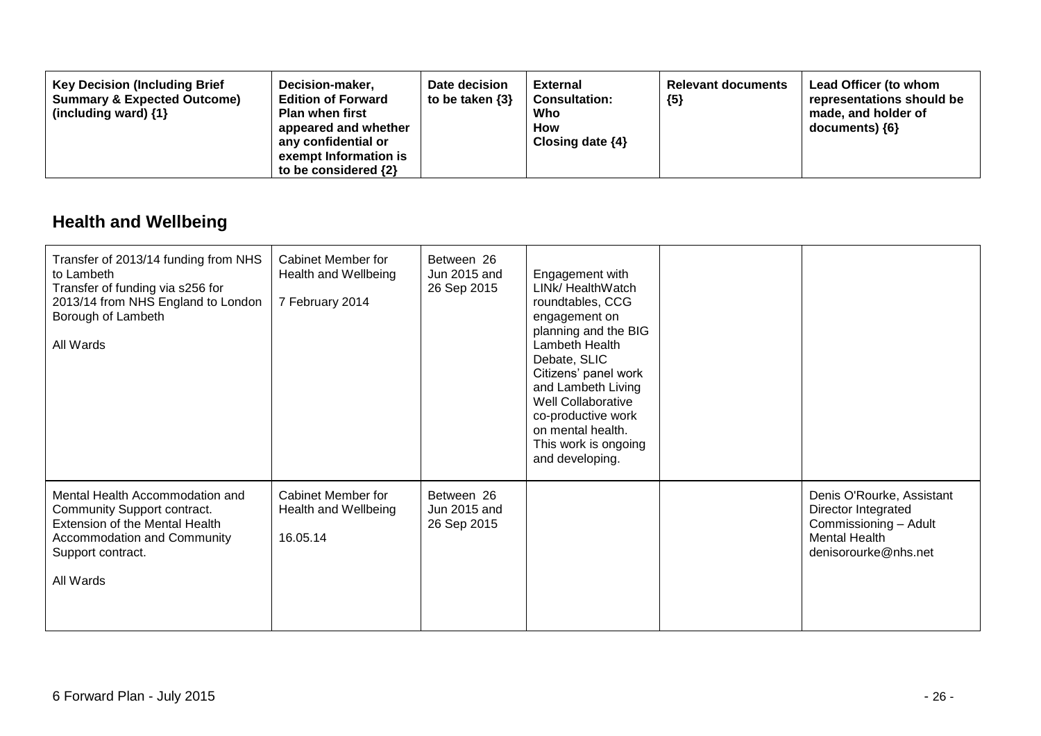| Key Decision (Including Brief Summary & Expected Outcome) (including ward) {1} | Decision-maker, Edition of Forward Plan when first appeared and whether any confidential or exempt Information is to be considered {2} | Date decision to be taken {3} | External Consultation: Who How Closing date {4} | Relevant documents {5} | Lead Officer (to whom representations should be made, and holder of documents) {6} |
|---|---|---|---|---|---|

## Health and Wellbeing

| | | | | | |
|---|---|---|---|---|---|
| Transfer of 2013/14 funding from NHS to Lambeth<br>Transfer of funding via s256 for 2013/14 from NHS England to London Borough of Lambeth<br><br>All Wards | Cabinet Member for Health and Wellbeing<br><br>7 February 2014 | Between 26 Jun 2015 and 26 Sep 2015 | Engagement with LINk/ HealthWatch roundtables, CCG engagement on planning and the BIG Lambeth Health Debate, SLIC Citizens' panel work and Lambeth Living Well Collaborative co-productive work on mental health. This work is ongoing and developing. | | |
| Mental Health Accommodation and Community Support contract.<br>Extension of the Mental Health Accommodation and Community Support contract.<br><br>All Wards | Cabinet Member for Health and Wellbeing<br><br>16.05.14 | Between 26 Jun 2015 and 26 Sep 2015 | | | Denis O'Rourke, Assistant Director Integrated Commissioning – Adult Mental Health<br>denisorourke@nhs.net |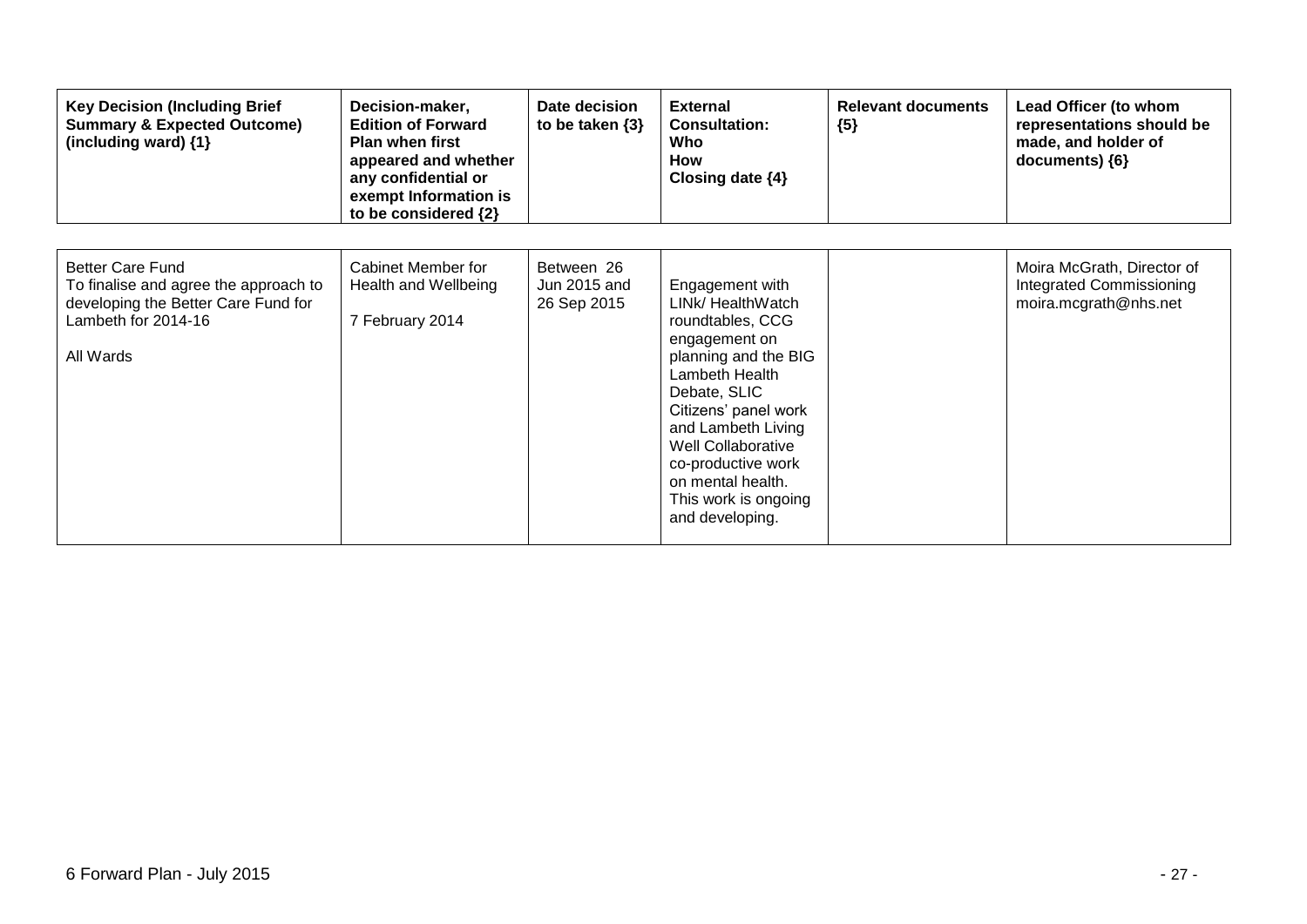| Key Decision (Including Brief Summary & Expected Outcome) (including ward) {1} | Decision-maker, Edition of Forward Plan when first appeared and whether any confidential or exempt Information is to be considered {2} | Date decision to be taken {3} | External Consultation: Who How Closing date {4} | Relevant documents {5} | Lead Officer (to whom representations should be made, and holder of documents) {6} |
|---|---|---|---|---|---|
| Better Care Fund<br>To finalise and agree the approach to developing the Better Care Fund for Lambeth for 2014-16<br><br>All Wards | Cabinet Member for Health and Wellbeing<br><br>7 February 2014 | Between 26 Jun 2015 and 26 Sep 2015 | Engagement with LINk/ HealthWatch roundtables, CCG engagement on planning and the BIG Lambeth Health Debate, SLIC Citizens' panel work and Lambeth Living Well Collaborative co-productive work on mental health. This work is ongoing and developing. | | Moira McGrath, Director of Integrated Commissioning<br>moira.mcgrath@nhs.net |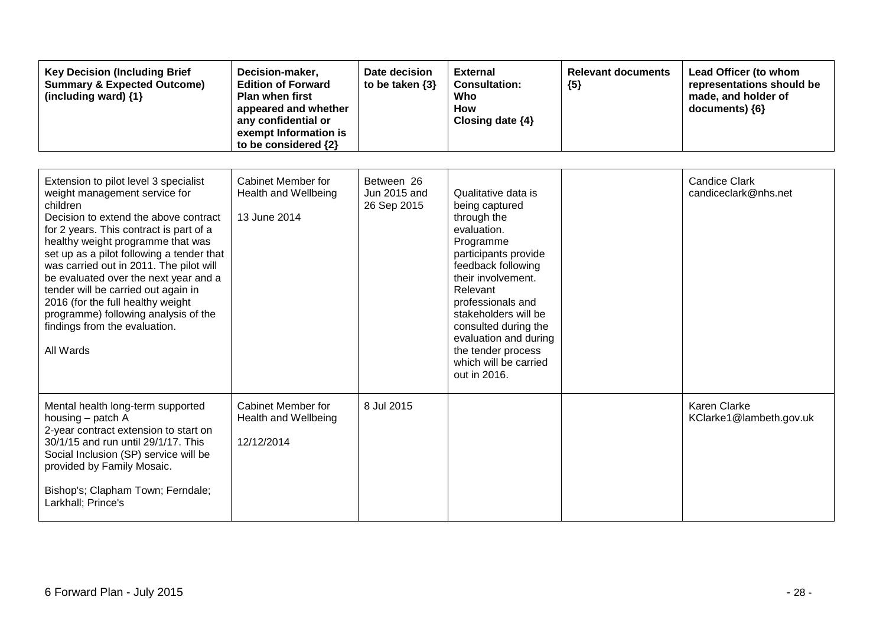| Key Decision (Including Brief Summary & Expected Outcome) (including ward) {1} | Decision-maker, Edition of Forward Plan when first appeared and whether any confidential or exempt Information is to be considered {2} | Date decision to be taken {3} | External Consultation: Who How Closing date {4} | Relevant documents {5} | Lead Officer (to whom representations should be made, and holder of documents) {6} |
|---|---|---|---|---|---|
| Extension to pilot level 3 specialist weight management service for children<br>Decision to extend the above contract for 2 years. This contract is part of a healthy weight programme that was set up as a pilot following a tender that was carried out in 2011. The pilot will be evaluated over the next year and a tender will be carried out again in 2016 (for the full healthy weight programme) following analysis of the findings from the evaluation.<br><br>All Wards | Cabinet Member for Health and Wellbeing<br><br>13 June 2014 | Between 26 Jun 2015 and 26 Sep 2015 | Qualitative data is being captured through the evaluation. Programme participants provide feedback following their involvement. Relevant professionals and stakeholders will be consulted during the evaluation and during the tender process which will be carried out in 2016. | | Candice Clark<br>candiceclark@nhs.net |
| Mental health long-term supported housing – patch A<br>2-year contract extension to start on 30/1/15 and run until 29/1/17. This Social Inclusion (SP) service will be provided by Family Mosaic.<br><br>Bishop's; Clapham Town; Ferndale; Larkhall; Prince's | Cabinet Member for Health and Wellbeing<br><br>12/12/2014 | 8 Jul 2015 | | | Karen Clarke<br>KClarke1@lambeth.gov.uk |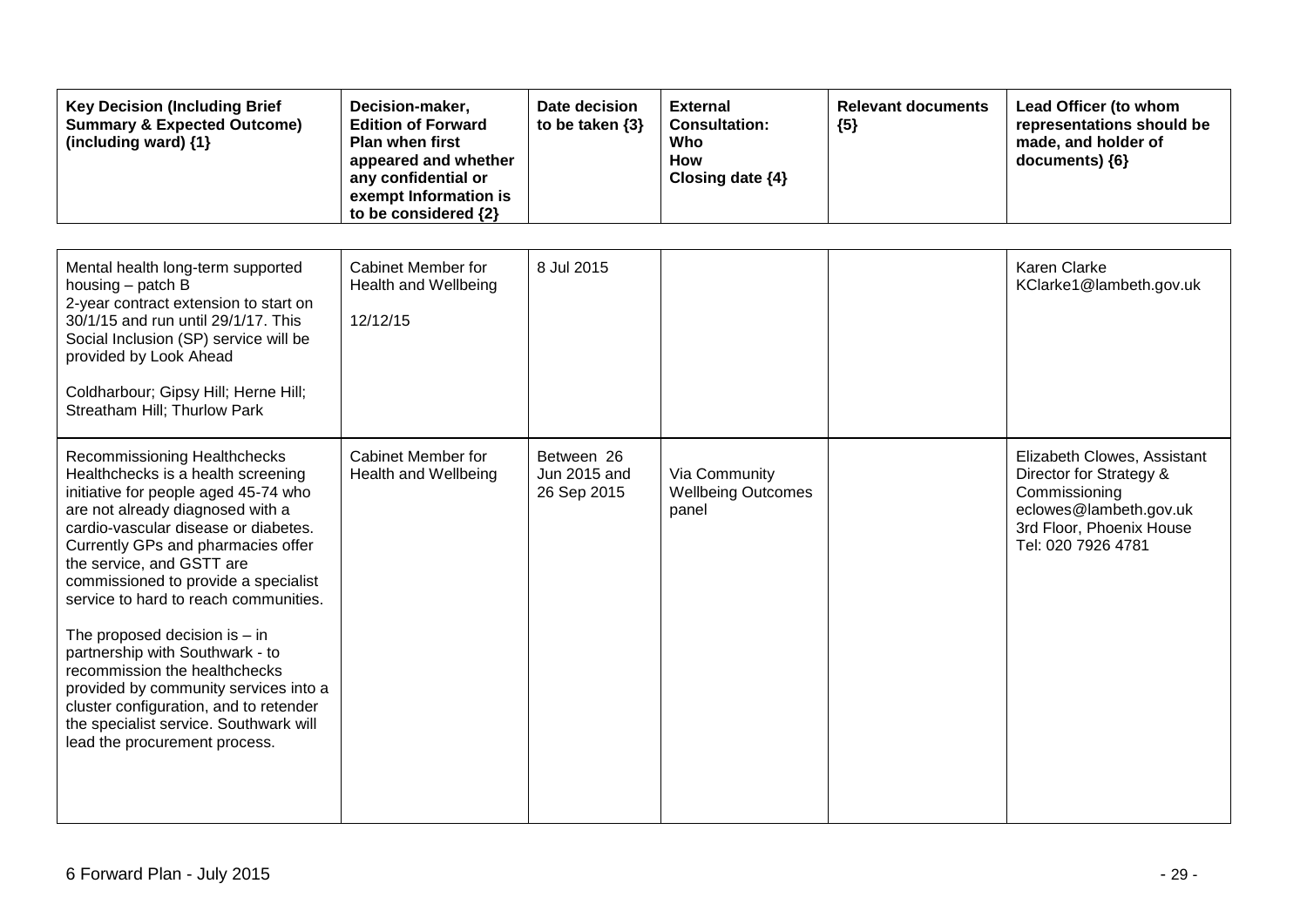| Key Decision (Including Brief Summary & Expected Outcome) (including ward) {1} | Decision-maker, Edition of Forward Plan when first appeared and whether any confidential or exempt Information is to be considered {2} | Date decision to be taken {3} | External Consultation: Who How Closing date {4} | Relevant documents {5} | Lead Officer (to whom representations should be made, and holder of documents) {6} |
|---|---|---|---|---|---|
| Mental health long-term supported housing – patch B<br>2-year contract extension to start on 30/1/15 and run until 29/1/17. This Social Inclusion (SP) service will be provided by Look Ahead<br><br>Coldharbour; Gipsy Hill; Herne Hill; Streatham Hill; Thurlow Park | Cabinet Member for Health and Wellbeing<br><br>12/12/15 | 8 Jul 2015 | | | Karen Clarke<br>KClarke1@lambeth.gov.uk |
| Recommissioning Healthchecks<br>Healthchecks is a health screening initiative for people aged 45-74 who are not already diagnosed with a cardio-vascular disease or diabetes. Currently GPs and pharmacies offer the service, and GSTT are commissioned to provide a specialist service to hard to reach communities.<br><br>The proposed decision is – in partnership with Southwark - to recommission the healthchecks provided by community services into a cluster configuration, and to retender the specialist service. Southwark will lead the procurement process. | Cabinet Member for Health and Wellbeing | Between 26 Jun 2015 and 26 Sep 2015 | Via Community Wellbeing Outcomes panel | | Elizabeth Clowes, Assistant Director for Strategy & Commissioning<br>eclowes@lambeth.gov.uk<br>3rd Floor, Phoenix House<br>Tel: 020 7926 4781 |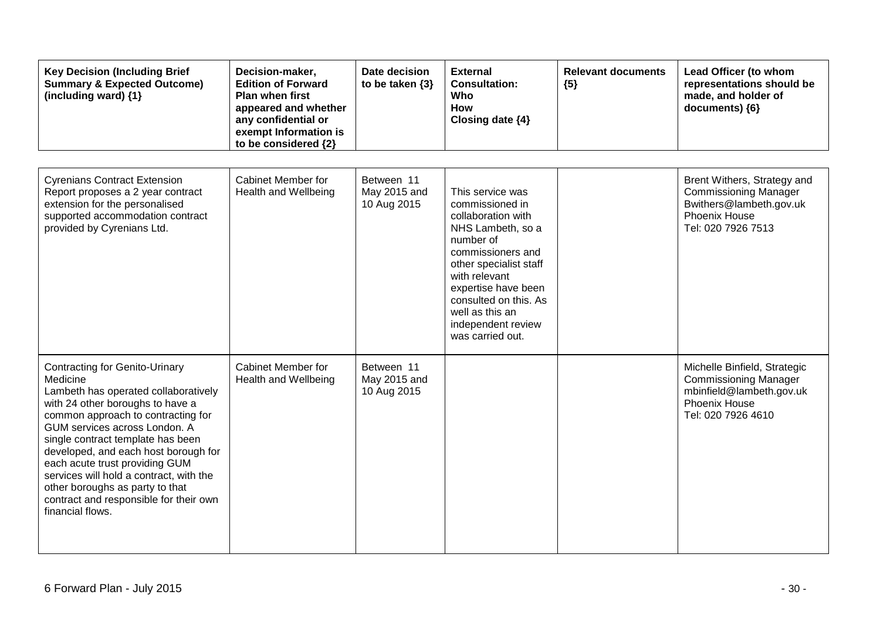| Key Decision (Including Brief Summary & Expected Outcome) (including ward) {1} | Decision-maker, Edition of Forward Plan when first appeared and whether any confidential or exempt Information is to be considered {2} | Date decision to be taken {3} | External Consultation: Who How Closing date {4} | Relevant documents {5} | Lead Officer (to whom representations should be made, and holder of documents) {6} |
|---|---|---|---|---|---|
| Cyrenians Contract Extension<br>Report proposes a 2 year contract extension for the personalised supported accommodation contract provided by Cyrenians Ltd. | Cabinet Member for Health and Wellbeing | Between 11 May 2015 and 10 Aug 2015 | This service was commissioned in collaboration with NHS Lambeth, so a number of commissioners and other specialist staff with relevant expertise have been consulted on this. As well as this an independent review was carried out. | | Brent Withers, Strategy and Commissioning Manager<br>Bwithers@lambeth.gov.uk<br>Phoenix House<br>Tel: 020 7926 7513 |
| Contracting for Genito-Urinary Medicine<br>Lambeth has operated collaboratively with 24 other boroughs to have a common approach to contracting for GUM services across London. A single contract template has been developed, and each host borough for each acute trust providing GUM services will hold a contract, with the other boroughs as party to that contract and responsible for their own financial flows. | Cabinet Member for Health and Wellbeing | Between 11 May 2015 and 10 Aug 2015 | | | Michelle Binfield, Strategic Commissioning Manager<br>mbinfield@lambeth.gov.uk<br>Phoenix House<br>Tel: 020 7926 4610 |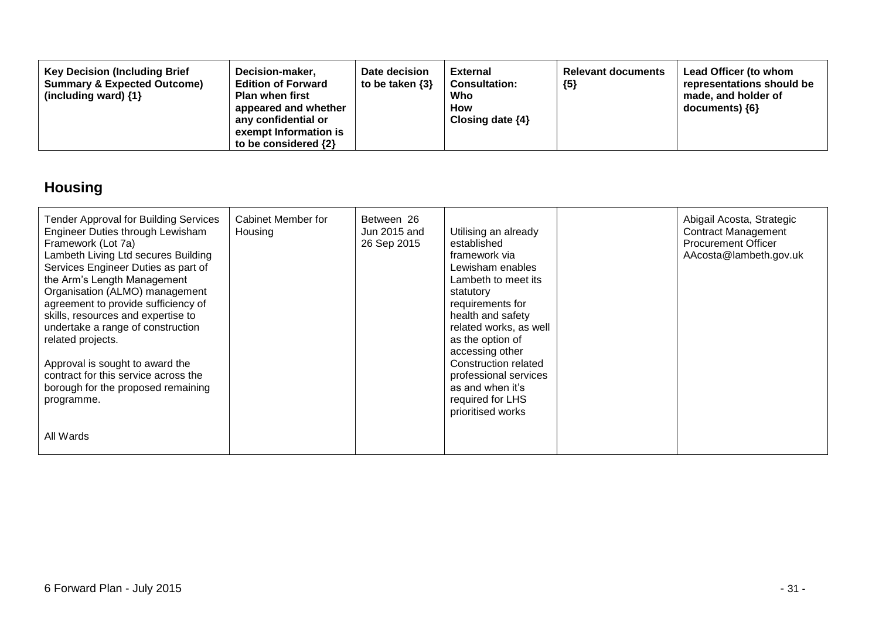| Key Decision (Including Brief Summary & Expected Outcome) (including ward) {1} | Decision-maker, Edition of Forward Plan when first appeared and whether any confidential or exempt Information is to be considered {2} | Date decision to be taken {3} | External Consultation: Who How Closing date {4} | Relevant documents {5} | Lead Officer (to whom representations should be made, and holder of documents) {6} |
|---|---|---|---|---|---|

## Housing

| | | | | | |
|---|---|---|---|---|---|
| Tender Approval for Building Services Engineer Duties through Lewisham Framework (Lot 7a)<br>Lambeth Living Ltd secures Building Services Engineer Duties as part of the Arm's Length Management Organisation (ALMO) management agreement to provide sufficiency of skills, resources and expertise to undertake a range of construction related projects.<br><br>Approval is sought to award the contract for this service across the borough for the proposed remaining programme.<br><br>All Wards | Cabinet Member for Housing | Between 26 Jun 2015 and 26 Sep 2015 | Utilising an already established framework via Lewisham enables Lambeth to meet its statutory requirements for health and safety related works, as well as the option of accessing other Construction related professional services as and when it's required for LHS prioritised works | | Abigail Acosta, Strategic Contract Management Procurement Officer AAcosta@lambeth.gov.uk |

6 Forward Plan - July 2015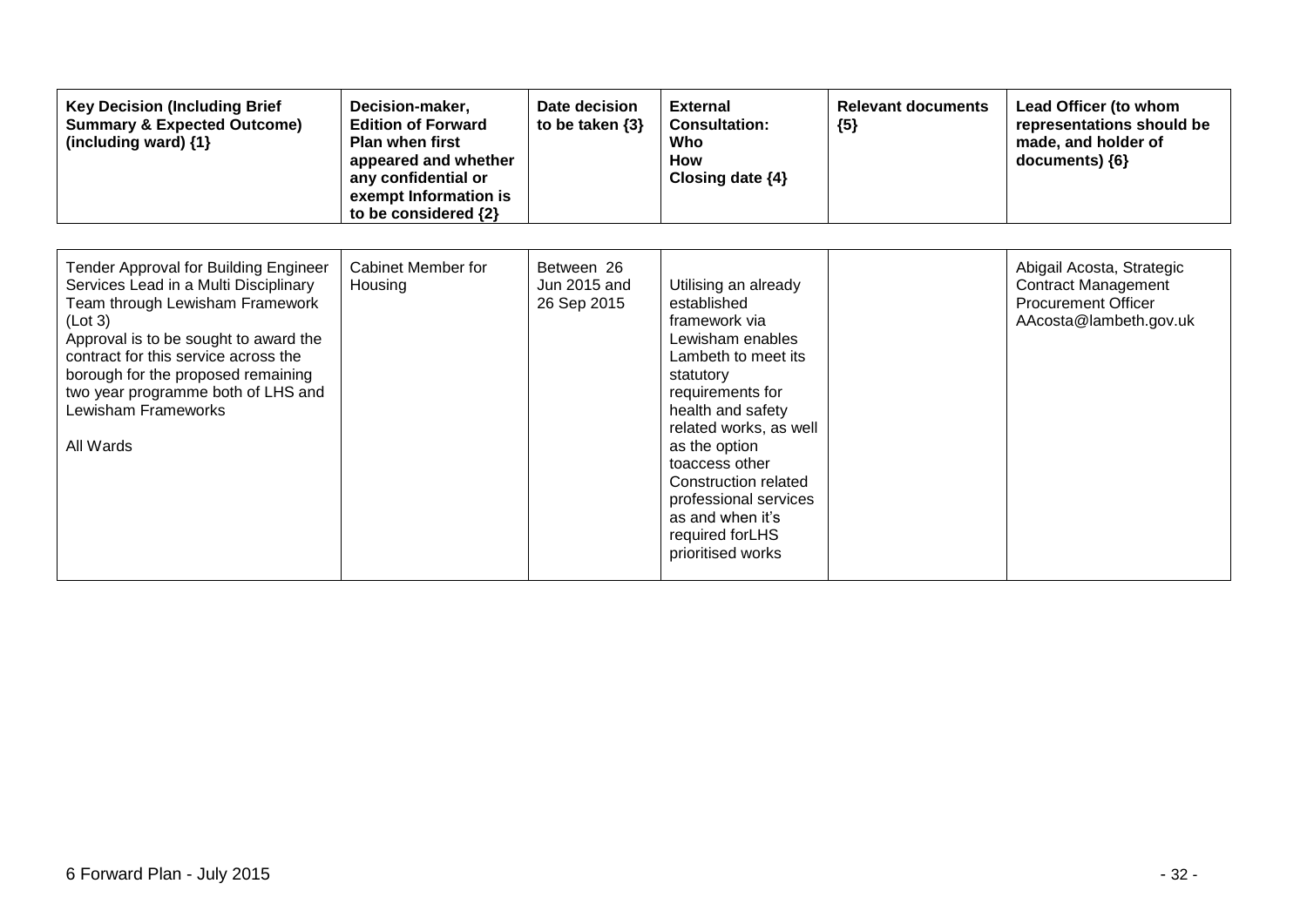| Key Decision (Including Brief Summary & Expected Outcome) (including ward) {1} | Decision-maker, Edition of Forward Plan when first appeared and whether any confidential or exempt Information is to be considered {2} | Date decision to be taken {3} | External Consultation: Who How Closing date {4} | Relevant documents {5} | Lead Officer (to whom representations should be made, and holder of documents) {6} |
|---|---|---|---|---|---|
| Tender Approval for Building Engineer Services Lead in a Multi Disciplinary Team through Lewisham Framework (Lot 3)<br>Approval is to be sought to award the contract for this service across the borough for the proposed remaining two year programme both of LHS and Lewisham Frameworks<br><br>All Wards | Cabinet Member for Housing | Between 26 Jun 2015 and 26 Sep 2015 | Utilising an already established framework via Lewisham enables Lambeth to meet its statutory requirements for health and safety related works, as well as the option toaccess other Construction related professional services as and when it's required forLHS prioritised works | | Abigail Acosta, Strategic Contract Management Procurement Officer AAcosta@lambeth.gov.uk |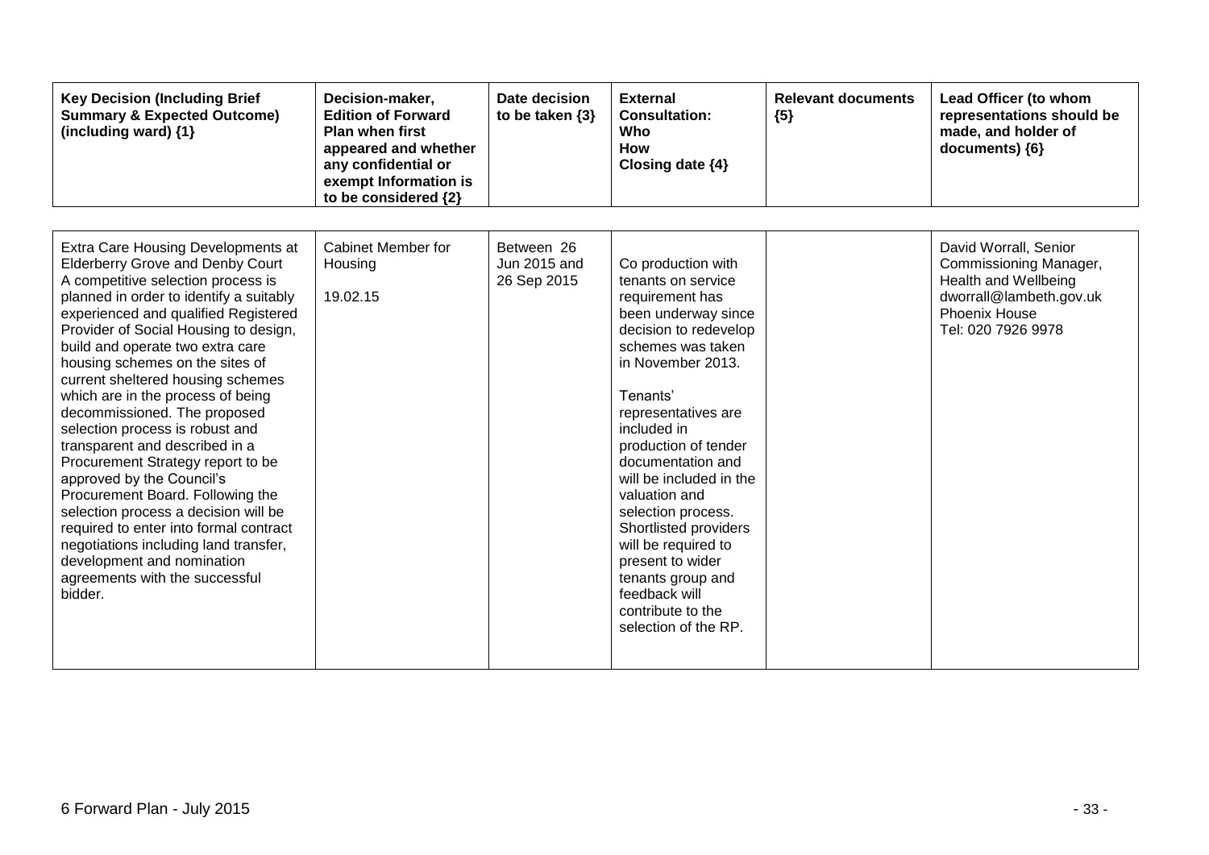| Key Decision (Including Brief Summary & Expected Outcome) (including ward) {1} | Decision-maker, Edition of Forward Plan when first appeared and whether any confidential or exempt Information is to be considered {2} | Date decision to be taken {3} | External Consultation: Who How Closing date {4} | Relevant documents {5} | Lead Officer (to whom representations should be made, and holder of documents) {6} |
|---|---|---|---|---|---|
| Extra Care Housing Developments at Elderberry Grove and Denby Court<br>A competitive selection process is planned in order to identify a suitably experienced and qualified Registered Provider of Social Housing to design, build and operate two extra care housing schemes on the sites of current sheltered housing schemes which are in the process of being decommissioned. The proposed selection process is robust and transparent and described in a Procurement Strategy report to be approved by the Council's Procurement Board. Following the selection process a decision will be required to enter into formal contract negotiations including land transfer, development and nomination agreements with the successful bidder. | Cabinet Member for Housing<br><br>19.02.15 | Between 26 Jun 2015 and 26 Sep 2015 | Co production with tenants on service requirement has been underway since decision to redevelop schemes was taken in November 2013.<br><br>Tenants' representatives are included in production of tender documentation and will be included in the valuation and selection process. Shortlisted providers will be required to present to wider tenants group and feedback will contribute to the selection of the RP. | | David Worrall, Senior Commissioning Manager, Health and Wellbeing<br>dworrall@lambeth.gov.uk<br>Phoenix House<br>Tel: 020 7926 9978 |

6 Forward Plan - July 2015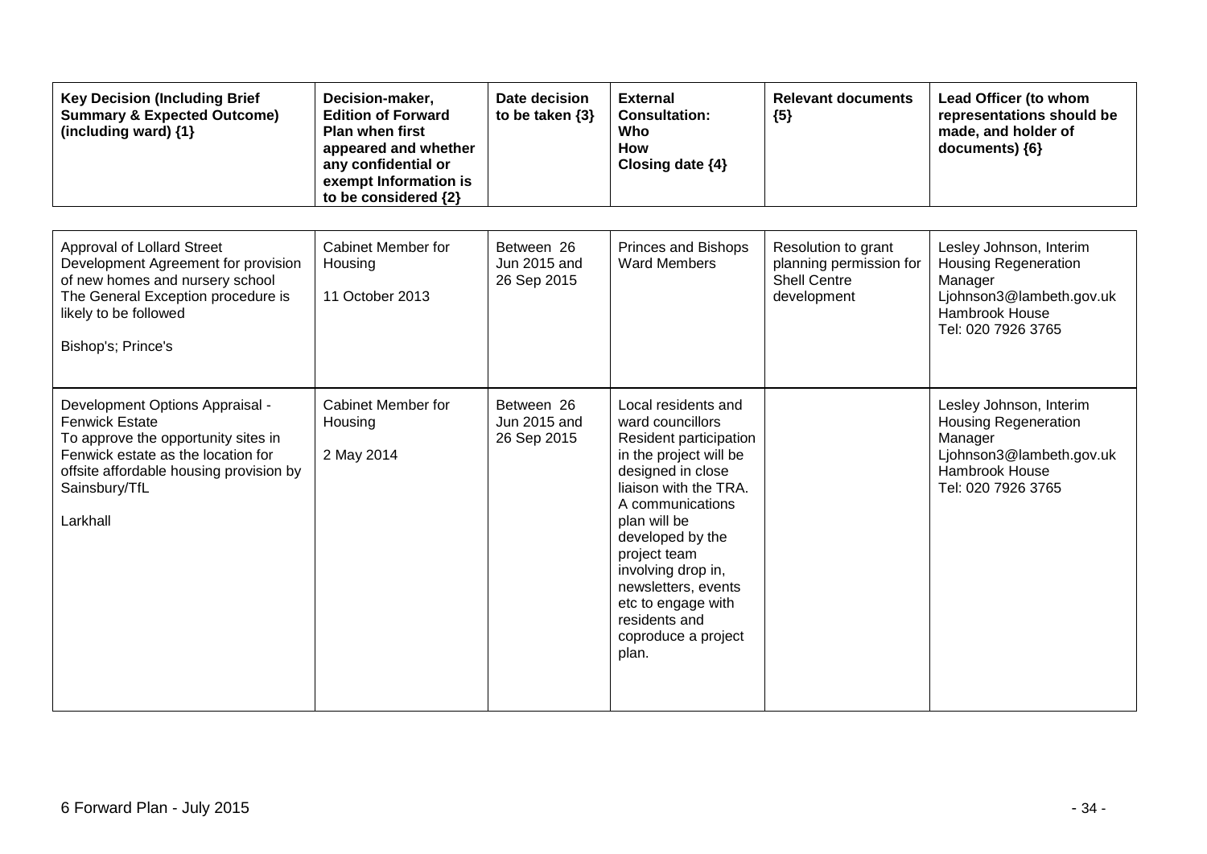| Key Decision (Including Brief Summary & Expected Outcome) (including ward) {1} | Decision-maker, Edition of Forward Plan when first appeared and whether any confidential or exempt Information is to be considered {2} | Date decision to be taken {3} | External Consultation: Who How Closing date {4} | Relevant documents {5} | Lead Officer (to whom representations should be made, and holder of documents) {6} |
|---|---|---|---|---|---|
| Approval of Lollard Street Development Agreement for provision of new homes and nursery school<br>The General Exception procedure is likely to be followed<br><br>Bishop's; Prince's | Cabinet Member for Housing<br><br>11 October 2013 | Between 26 Jun 2015 and 26 Sep 2015 | Princes and Bishops Ward Members | Resolution to grant planning permission for Shell Centre development | Lesley Johnson, Interim Housing Regeneration Manager<br>Ljohnson3@lambeth.gov.uk<br>Hambrook House<br>Tel: 020 7926 3765 |
| Development Options Appraisal - Fenwick Estate<br>To approve the opportunity sites in Fenwick estate as the location for offsite affordable housing provision by Sainsbury/TfL<br><br>Larkhall | Cabinet Member for Housing<br><br>2 May 2014 | Between 26 Jun 2015 and 26 Sep 2015 | Local residents and ward councillors<br>Resident participation in the project will be designed in close liaison with the TRA. A communications plan will be developed by the project team involving drop in, newsletters, events etc to engage with residents and coproduce a project plan. | | Lesley Johnson, Interim Housing Regeneration Manager<br>Ljohnson3@lambeth.gov.uk<br>Hambrook House<br>Tel: 020 7926 3765 |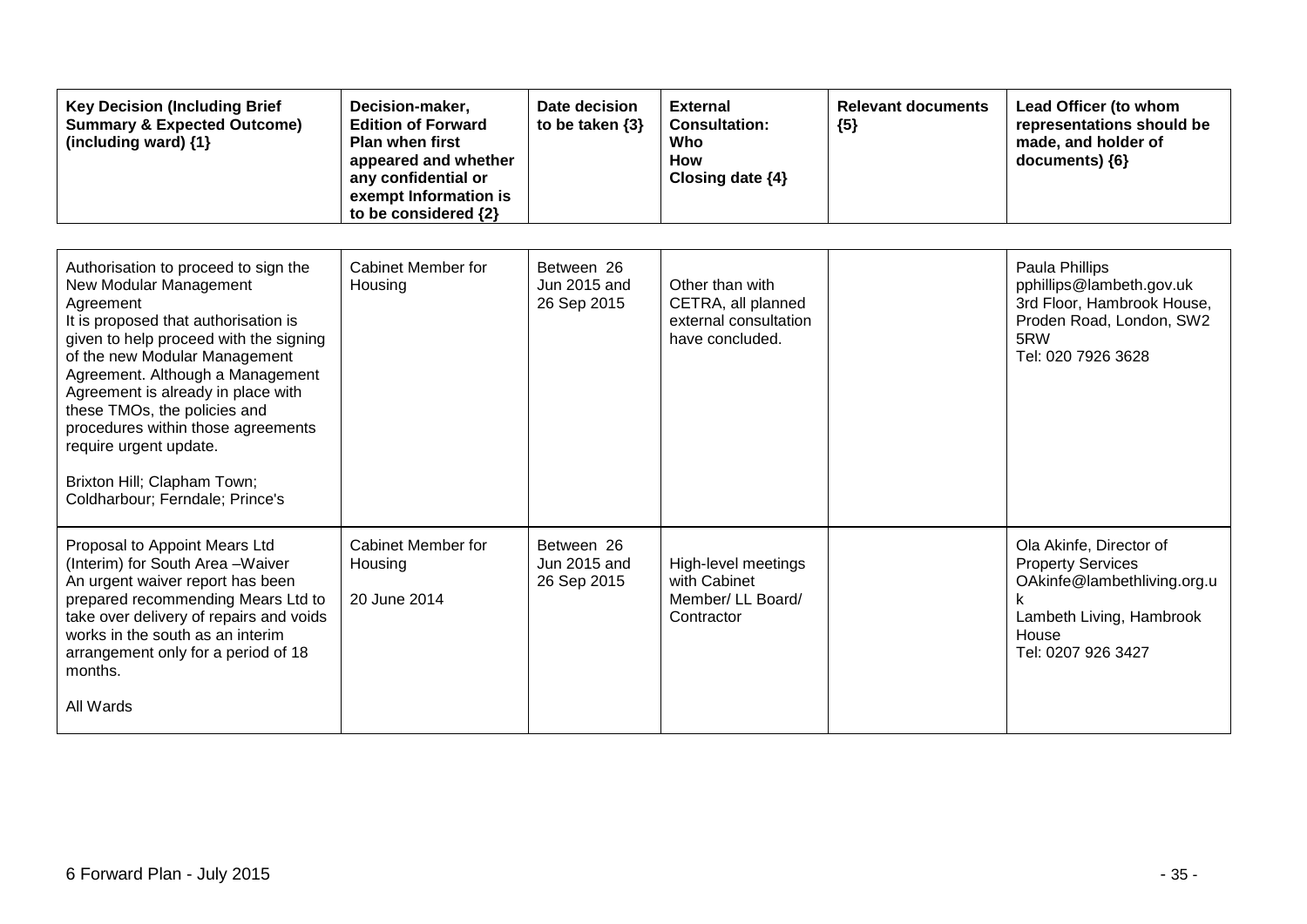| Key Decision (Including Brief Summary & Expected Outcome) (including ward) {1} | Decision-maker, Edition of Forward Plan when first appeared and whether any confidential or exempt Information is to be considered {2} | Date decision to be taken {3} | External Consultation: Who How Closing date {4} | Relevant documents {5} | Lead Officer (to whom representations should be made, and holder of documents) {6} |
|---|---|---|---|---|---|
| Authorisation to proceed to sign the New Modular Management Agreement<br>It is proposed that authorisation is given to help proceed with the signing of the new Modular Management Agreement. Although a Management Agreement is already in place with these TMOs, the policies and procedures within those agreements require urgent update.<br><br>Brixton Hill; Clapham Town; Coldharbour; Ferndale; Prince's | Cabinet Member for Housing | Between 26 Jun 2015 and 26 Sep 2015 | Other than with CETRA, all planned external consultation have concluded. | | Paula Phillips<br>pphillips@lambeth.gov.uk<br>3rd Floor, Hambrook House, Proden Road, London, SW2 5RW<br>Tel: 020 7926 3628 |
| Proposal to Appoint Mears Ltd (Interim) for South Area –Waiver<br>An urgent waiver report has been prepared recommending Mears Ltd to take over delivery of repairs and voids works in the south as an interim arrangement only for a period of 18 months.<br><br>All Wards | Cabinet Member for Housing<br><br>20 June 2014 | Between 26 Jun 2015 and 26 Sep 2015 | High-level meetings with Cabinet Member/ LL Board/ Contractor | | Ola Akinfe, Director of Property Services<br>OAkinfe@lambethliving.org.uk<br>Lambeth Living, Hambrook House<br>Tel: 0207 926 3427 |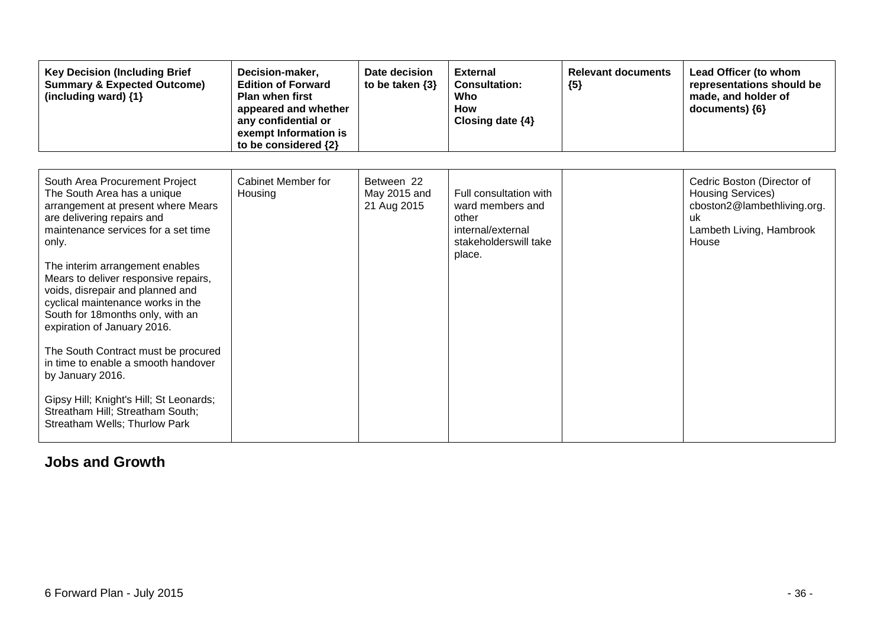| Key Decision (Including Brief Summary & Expected Outcome) (including ward) {1} | Decision-maker, Edition of Forward Plan when first appeared and whether any confidential or exempt Information is to be considered {2} | Date decision to be taken {3} | External Consultation: Who How Closing date {4} | Relevant documents {5} | Lead Officer (to whom representations should be made, and holder of documents) {6} |
|---|---|---|---|---|---|
| South Area Procurement Project<br>The South Area has a unique arrangement at present where Mears are delivering repairs and maintenance services for a set time only.<br><br>The interim arrangement enables Mears to deliver responsive repairs, voids, disrepair and planned and cyclical maintenance works in the South for 18months only, with an expiration of January 2016.<br><br>The South Contract must be procured in time to enable a smooth handover by January 2016.<br><br>Gipsy Hill; Knight's Hill; St Leonards; Streatham Hill; Streatham South; Streatham Wells; Thurlow Park | Cabinet Member for Housing | Between 22 May 2015 and 21 Aug 2015 | Full consultation with ward members and other internal/external stakeholderswill take place. | | Cedric Boston (Director of Housing Services)<br>cboston2@lambethliving.org.uk<br>Lambeth Living, Hambrook House |

## Jobs and Growth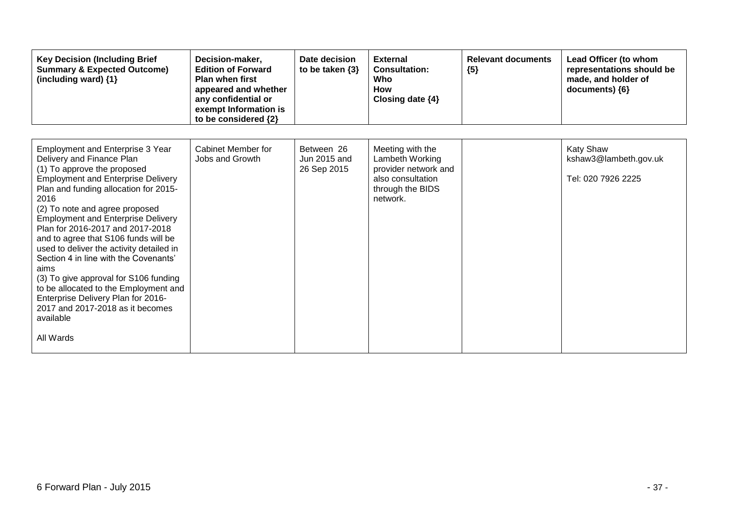| Key Decision (Including Brief Summary & Expected Outcome) (including ward) {1} | Decision-maker, Edition of Forward Plan when first appeared and whether any confidential or exempt Information is to be considered {2} | Date decision to be taken {3} | External Consultation: Who How Closing date {4} | Relevant documents {5} | Lead Officer (to whom representations should be made, and holder of documents) {6} |
|---|---|---|---|---|---|
| Employment and Enterprise 3 Year Delivery and Finance Plan<br>(1) To approve the proposed Employment and Enterprise Delivery Plan and funding allocation for 2015-2016<br>(2) To note and agree proposed Employment and Enterprise Delivery Plan for 2016-2017 and 2017-2018 and to agree that S106 funds will be used to deliver the activity detailed in Section 4 in line with the Covenants' aims<br>(3) To give approval for S106 funding to be allocated to the Employment and Enterprise Delivery Plan for 2016-2017 and 2017-2018 as it becomes available<br><br>All Wards | Cabinet Member for Jobs and Growth | Between 26 Jun 2015 and 26 Sep 2015 | Meeting with the Lambeth Working provider network and also consultation through the BIDS network. | | Katy Shaw<br>kshaw3@lambeth.gov.uk<br><br>Tel: 020 7926 2225 |

6 Forward Plan - July 2015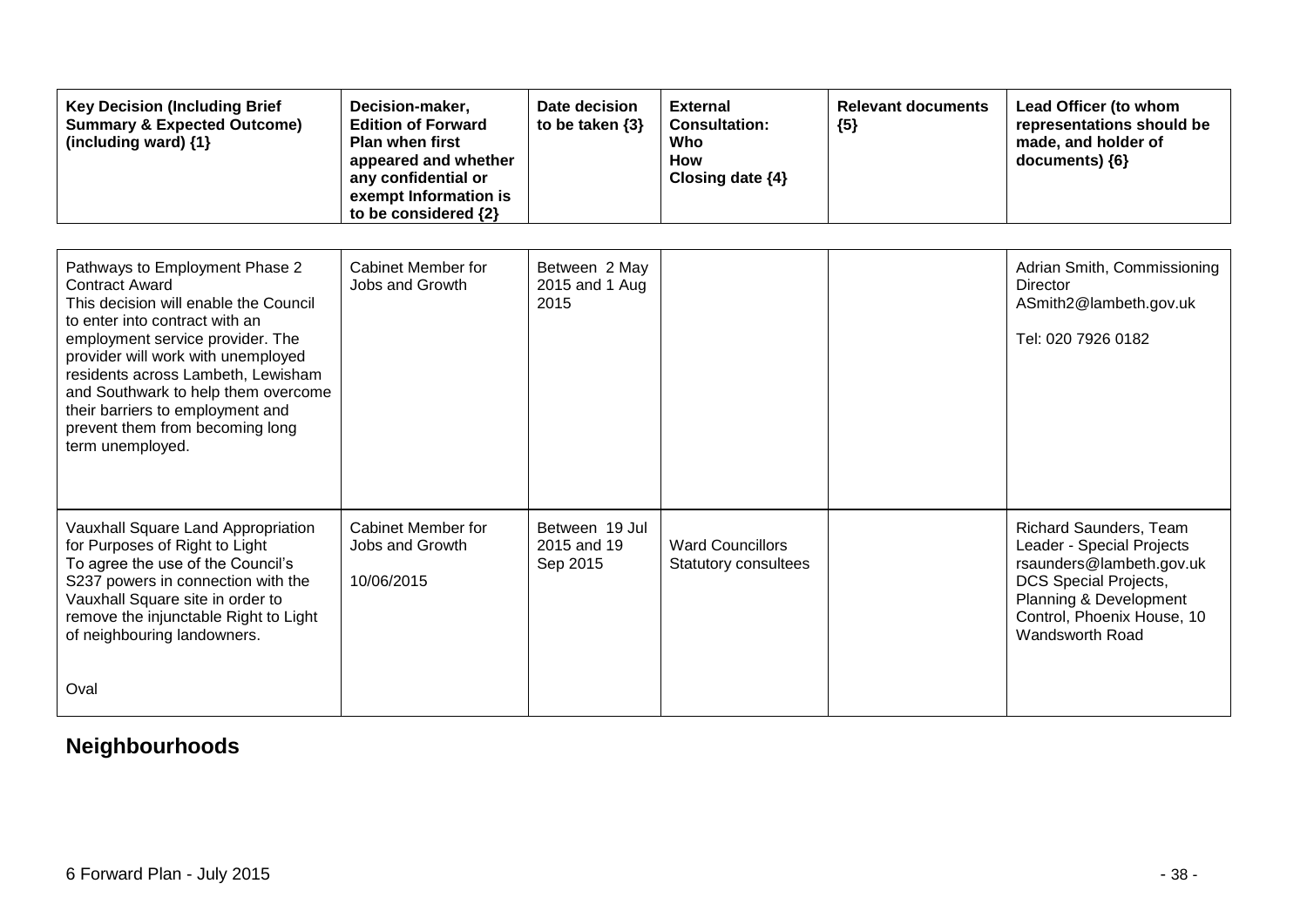| Key Decision (Including Brief Summary & Expected Outcome) (including ward) {1} | Decision-maker, Edition of Forward Plan when first appeared and whether any confidential or exempt Information is to be considered {2} | Date decision to be taken {3} | External Consultation: Who How Closing date {4} | Relevant documents {5} | Lead Officer (to whom representations should be made, and holder of documents) {6} |
|---|---|---|---|---|---|
| Pathways to Employment Phase 2 Contract Award<br>This decision will enable the Council to enter into contract with an employment service provider. The provider will work with unemployed residents across Lambeth, Lewisham and Southwark to help them overcome their barriers to employment and prevent them from becoming long term unemployed. | Cabinet Member for Jobs and Growth | Between 2 May 2015 and 1 Aug 2015 | | | Adrian Smith, Commissioning Director<br>ASmith2@lambeth.gov.uk<br><br>Tel: 020 7926 0182 |
| Vauxhall Square Land Appropriation for Purposes of Right to Light<br>To agree the use of the Council's S237 powers in connection with the Vauxhall Square site in order to remove the injunctable Right to Light of neighbouring landowners.<br><br>Oval | Cabinet Member for Jobs and Growth<br><br>10/06/2015 | Between 19 Jul 2015 and 19 Sep 2015 | Ward Councillors<br>Statutory consultees | | Richard Saunders, Team Leader - Special Projects<br>rsaunders@lambeth.gov.uk<br>DCS Special Projects, Planning & Development Control, Phoenix House, 10 Wandsworth Road |

## Neighbourhoods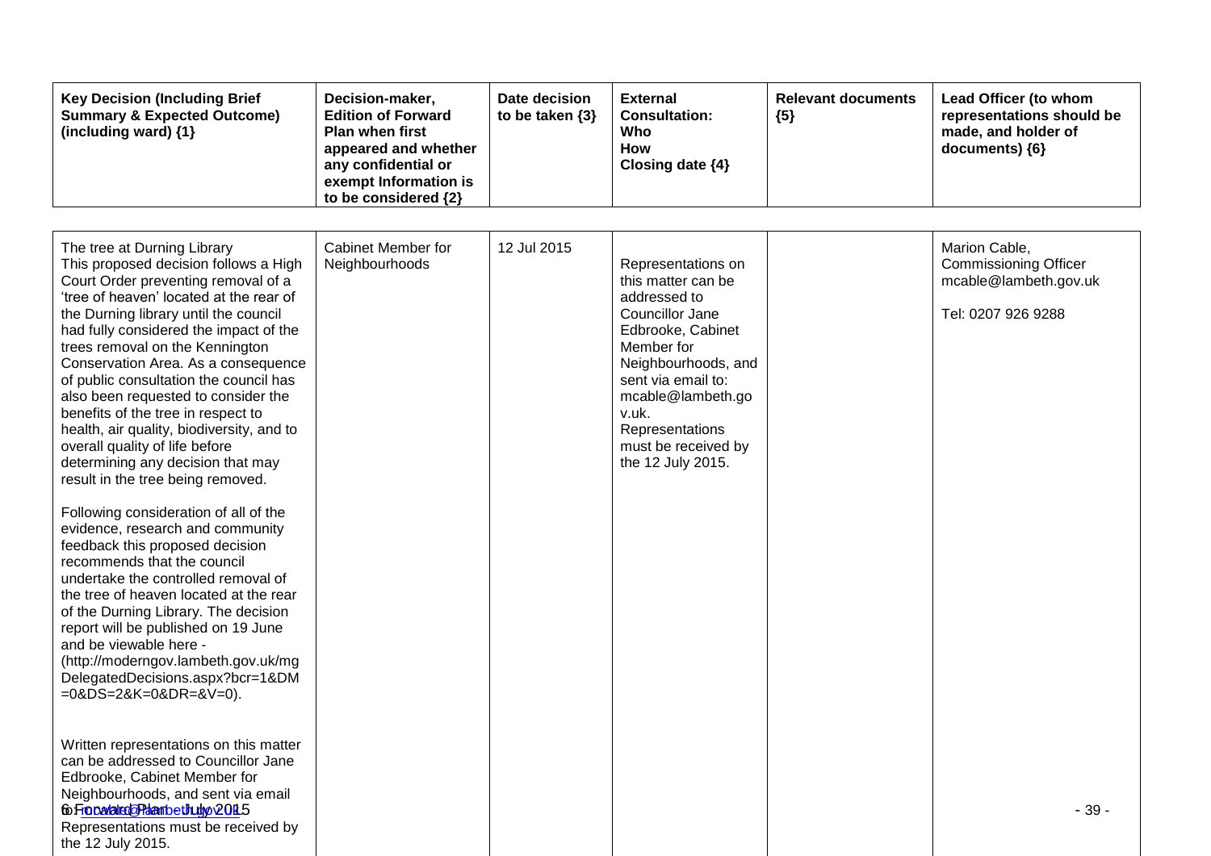| Key Decision (Including Brief Summary & Expected Outcome) (including ward) {1} | Decision-maker, Edition of Forward Plan when first appeared and whether any confidential or exempt Information is to be considered {2} | Date decision to be taken {3} | External Consultation: Who How Closing date {4} | Relevant documents {5} | Lead Officer (to whom representations should be made, and holder of documents) {6} |
|---|---|---|---|---|---|
| The tree at Durning Library<br>This proposed decision follows a High Court Order preventing removal of a 'tree of heaven' located at the rear of the Durning library until the council had fully considered the impact of the trees removal on the Kennington Conservation Area. As a consequence of public consultation the council has also been requested to consider the benefits of the tree in respect to health, air quality, biodiversity, and to overall quality of life before determining any decision that may result in the tree being removed.<br><br>Following consideration of all of the evidence, research and community feedback this proposed decision recommends that the council undertake the controlled removal of the tree of heaven located at the rear of the Durning Library. The decision report will be published on 19 June and be viewable here - (http://moderngov.lambeth.gov.uk/mgDelegatedDecisions.aspx?bcr=1&DM=0&DS=2&K=0&DR=&V=0).<br><br>Written representations on this matter can be addressed to Councillor Jane Edbrooke, Cabinet Member for Neighbourhoods, and sent via email to mcable@lambeth.gov.uk.<br>Representations must be received by the 12 July 2015. | Cabinet Member for Neighbourhoods | 12 Jul 2015 | Representations on this matter can be addressed to Councillor Jane Edbrooke, Cabinet Member for Neighbourhoods, and sent via email to: mcable@lambeth.gov.uk. Representations must be received by the 12 July 2015. | | Marion Cable, Commissioning Officer mcable@lambeth.gov.uk<br><br>Tel: 0207 926 9288 |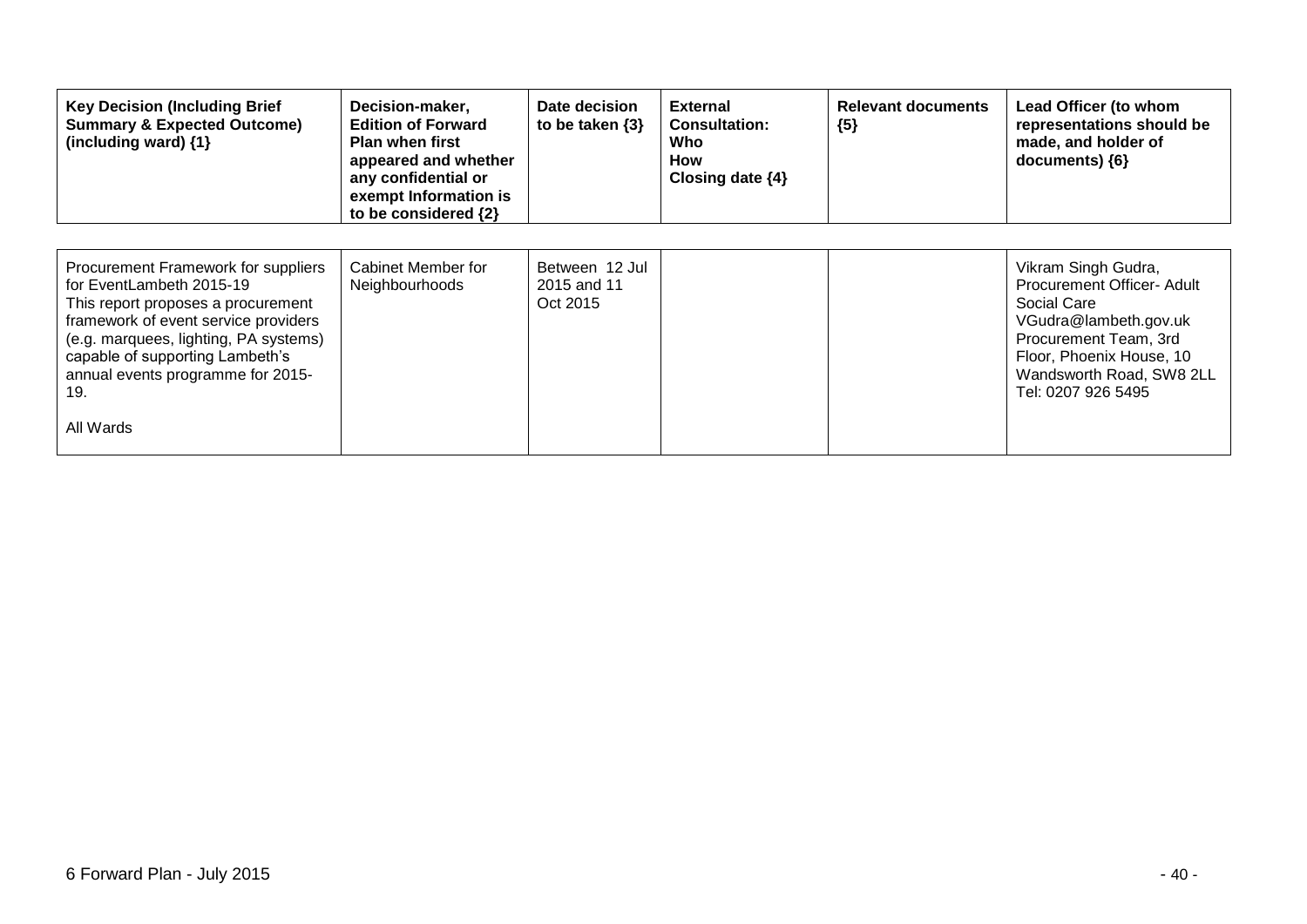| Key Decision (Including Brief Summary & Expected Outcome) (including ward) {1} | Decision-maker, Edition of Forward Plan when first appeared and whether any confidential or exempt Information is to be considered {2} | Date decision to be taken {3} | External Consultation: Who How Closing date {4} | Relevant documents {5} | Lead Officer (to whom representations should be made, and holder of documents) {6} |
|---|---|---|---|---|---|
| Procurement Framework for suppliers for EventLambeth 2015-19<br>This report proposes a procurement framework of event service providers (e.g. marquees, lighting, PA systems) capable of supporting Lambeth's annual events programme for 2015-19.<br><br>All Wards | Cabinet Member for Neighbourhoods | Between 12 Jul 2015 and 11 Oct 2015 | | | Vikram Singh Gudra, Procurement Officer- Adult Social Care<br>VGudra@lambeth.gov.uk<br>Procurement Team, 3rd Floor, Phoenix House, 10 Wandsworth Road, SW8 2LL<br>Tel: 0207 926 5495 |